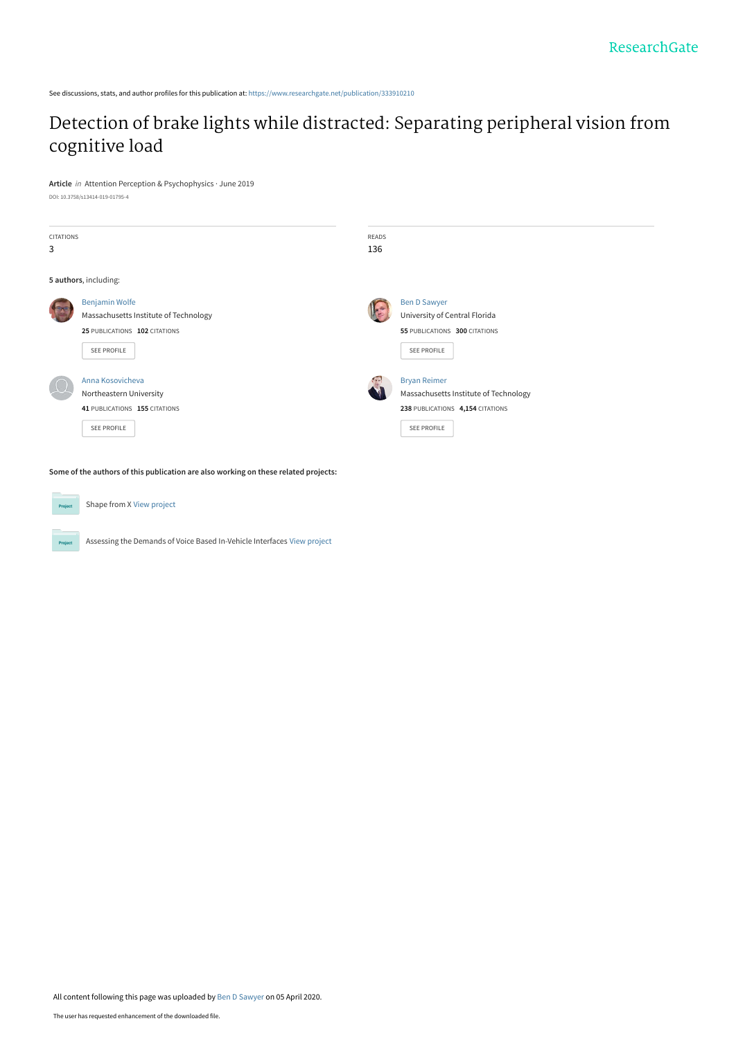ResearchGate

See discussions, stats, and author profiles for this publication at: https://www.researchgate.net/publication/333910210

# Detection of brake lights while distracted: Separating peripheral vision from cognitive load

**Article** *in* Attention Perception & Psychophysics · June 2019

DOI: 10.3758/s13414-019-01795-4

| CITATIONS | READS |
| --- | --- |
| 3 | 136 |

**5 authors**, including:

**Benjamin Wolfe**
Massachusetts Institute of Technology
**25** PUBLICATIONS **102** CITATIONS
SEE PROFILE

**Ben D Sawyer**
University of Central Florida
**55** PUBLICATIONS **300** CITATIONS
SEE PROFILE

**Anna Kosovicheva**
Northeastern University
**41** PUBLICATIONS **155** CITATIONS
SEE PROFILE

**Bryan Reimer**
Massachusetts Institute of Technology
**238** PUBLICATIONS **4,154** CITATIONS
SEE PROFILE

**Some of the authors of this publication are also working on these related projects:**

Project: Shape from X View project

Project: Assessing the Demands of Voice Based In-Vehicle Interfaces View project

All content following this page was uploaded by Ben D Sawyer on 05 April 2020.

The user has requested enhancement of the downloaded file.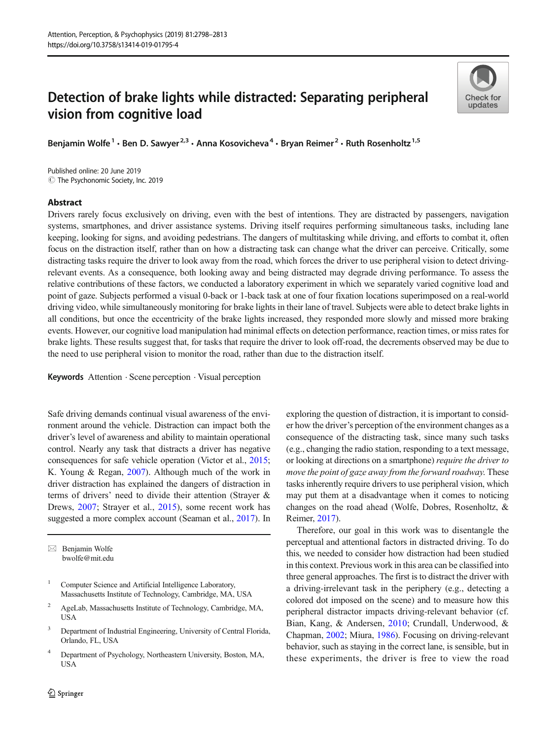# Detection of brake lights while distracted: Separating peripheral vision from cognitive load

**Benjamin Wolfe**[1] · **Ben D. Sawyer**[2,3] · **Anna Kosovicheva**[4] · **Bryan Reimer**[2] · **Ruth Rosenholtz**[1,5]

Published online: 20 June 2019
© The Psychonomic Society, Inc. 2019

## Abstract

Drivers rarely focus exclusively on driving, even with the best of intentions. They are distracted by passengers, navigation systems, smartphones, and driver assistance systems. Driving itself requires performing simultaneous tasks, including lane keeping, looking for signs, and avoiding pedestrians. The dangers of multitasking while driving, and efforts to combat it, often focus on the distraction itself, rather than on how a distracting task can change what the driver can perceive. Critically, some distracting tasks require the driver to look away from the road, which forces the driver to use peripheral vision to detect driving-relevant events. As a consequence, both looking away and being distracted may degrade driving performance. To assess the relative contributions of these factors, we conducted a laboratory experiment in which we separately varied cognitive load and point of gaze. Subjects performed a visual 0-back or 1-back task at one of four fixation locations superimposed on a real-world driving video, while simultaneously monitoring for brake lights in their lane of travel. Subjects were able to detect brake lights in all conditions, but once the eccentricity of the brake lights increased, they responded more slowly and missed more braking events. However, our cognitive load manipulation had minimal effects on detection performance, reaction times, or miss rates for brake lights. These results suggest that, for tasks that require the driver to look off-road, the decrements observed may be due to the need to use peripheral vision to monitor the road, rather than due to the distraction itself.

**Keywords** Attention · Scene perception · Visual perception

Safe driving demands continual visual awareness of the environment around the vehicle. Distraction can impact both the driver's level of awareness and ability to maintain operational control. Nearly any task that distracts a driver has negative consequences for safe vehicle operation (Victor et al., 2015; K. Young & Regan, 2007). Although much of the work in driver distraction has explained the dangers of distraction in terms of drivers' need to divide their attention (Strayer & Drews, 2007; Strayer et al., 2015), some recent work has suggested a more complex account (Seaman et al., 2017). In exploring the question of distraction, it is important to consider how the driver's perception of the environment changes as a consequence of the distracting task, since many such tasks (e.g., changing the radio station, responding to a text message, or looking at directions on a smartphone) *require the driver to move the point of gaze away from the forward roadway.* These tasks inherently require drivers to use peripheral vision, which may put them at a disadvantage when it comes to noticing changes on the road ahead (Wolfe, Dobres, Rosenholtz, & Reimer, 2017).

Therefore, our goal in this work was to disentangle the perceptual and attentional factors in distracted driving. To do this, we needed to consider how distraction had been studied in this context. Previous work in this area can be classified into three general approaches. The first is to distract the driver with a driving-irrelevant task in the periphery (e.g., detecting a colored dot imposed on the scene) and to measure how this peripheral distractor impacts driving-relevant behavior (cf. Bian, Kang, & Andersen, 2010; Crundall, Underwood, & Chapman, 2002; Miura, 1986). Focusing on driving-relevant behavior, such as staying in the correct lane, is sensible, but in these experiments, the driver is free to view the road

---

✉ Benjamin Wolfe
bwolfe@mit.edu

[1] Computer Science and Artificial Intelligence Laboratory, Massachusetts Institute of Technology, Cambridge, MA, USA

[2] AgeLab, Massachusetts Institute of Technology, Cambridge, MA, USA

[3] Department of Industrial Engineering, University of Central Florida, Orlando, FL, USA

[4] Department of Psychology, Northeastern University, Boston, MA, USA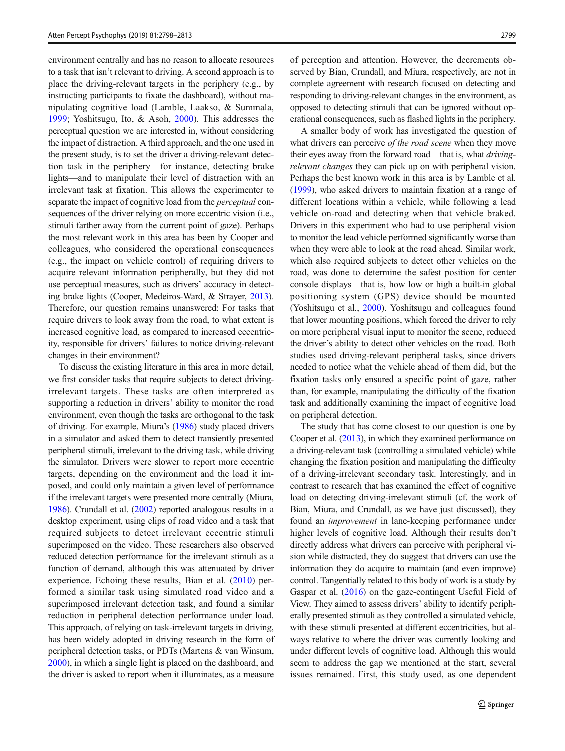environment centrally and has no reason to allocate resources to a task that isn't relevant to driving. A second approach is to place the driving-relevant targets in the periphery (e.g., by instructing participants to fixate the dashboard), without manipulating cognitive load (Lamble, Laakso, & Summala, 1999; Yoshitsugu, Ito, & Asoh, 2000). This addresses the perceptual question we are interested in, without considering the impact of distraction. A third approach, and the one used in the present study, is to set the driver a driving-relevant detection task in the periphery—for instance, detecting brake lights—and to manipulate their level of distraction with an irrelevant task at fixation. This allows the experimenter to separate the impact of cognitive load from the *perceptual* consequences of the driver relying on more eccentric vision (i.e., stimuli farther away from the current point of gaze). Perhaps the most relevant work in this area has been by Cooper and colleagues, who considered the operational consequences (e.g., the impact on vehicle control) of requiring drivers to acquire relevant information peripherally, but they did not use perceptual measures, such as drivers' accuracy in detecting brake lights (Cooper, Medeiros-Ward, & Strayer, 2013). Therefore, our question remains unanswered: For tasks that require drivers to look away from the road, to what extent is increased cognitive load, as compared to increased eccentricity, responsible for drivers' failures to notice driving-relevant changes in their environment?

To discuss the existing literature in this area in more detail, we first consider tasks that require subjects to detect driving-irrelevant targets. These tasks are often interpreted as supporting a reduction in drivers' ability to monitor the road environment, even though the tasks are orthogonal to the task of driving. For example, Miura's (1986) study placed drivers in a simulator and asked them to detect transiently presented peripheral stimuli, irrelevant to the driving task, while driving the simulator. Drivers were slower to report more eccentric targets, depending on the environment and the load it imposed, and could only maintain a given level of performance if the irrelevant targets were presented more centrally (Miura, 1986). Crundall et al. (2002) reported analogous results in a desktop experiment, using clips of road video and a task that required subjects to detect irrelevant eccentric stimuli superimposed on the video. These researchers also observed reduced detection performance for the irrelevant stimuli as a function of demand, although this was attenuated by driver experience. Echoing these results, Bian et al. (2010) performed a similar task using simulated road video and a superimposed irrelevant detection task, and found a similar reduction in peripheral detection performance under load. This approach, of relying on task-irrelevant targets in driving, has been widely adopted in driving research in the form of peripheral detection tasks, or PDTs (Martens & van Winsum, 2000), in which a single light is placed on the dashboard, and the driver is asked to report when it illuminates, as a measure of perception and attention. However, the decrements observed by Bian, Crundall, and Miura, respectively, are not in complete agreement with research focused on detecting and responding to driving-relevant changes in the environment, as opposed to detecting stimuli that can be ignored without operational consequences, such as flashed lights in the periphery.

A smaller body of work has investigated the question of what drivers can perceive *of the road scene* when they move their eyes away from the forward road—that is, what *driving-relevant changes* they can pick up on with peripheral vision. Perhaps the best known work in this area is by Lamble et al. (1999), who asked drivers to maintain fixation at a range of different locations within a vehicle, while following a lead vehicle on-road and detecting when that vehicle braked. Drivers in this experiment who had to use peripheral vision to monitor the lead vehicle performed significantly worse than when they were able to look at the road ahead. Similar work, which also required subjects to detect other vehicles on the road, was done to determine the safest position for center console displays—that is, how low or high a built-in global positioning system (GPS) device should be mounted (Yoshitsugu et al., 2000). Yoshitsugu and colleagues found that lower mounting positions, which forced the driver to rely on more peripheral visual input to monitor the scene, reduced the driver's ability to detect other vehicles on the road. Both studies used driving-relevant peripheral tasks, since drivers needed to notice what the vehicle ahead of them did, but the fixation tasks only ensured a specific point of gaze, rather than, for example, manipulating the difficulty of the fixation task and additionally examining the impact of cognitive load on peripheral detection.

The study that has come closest to our question is one by Cooper et al. (2013), in which they examined performance on a driving-relevant task (controlling a simulated vehicle) while changing the fixation position and manipulating the difficulty of a driving-irrelevant secondary task. Interestingly, and in contrast to research that has examined the effect of cognitive load on detecting driving-irrelevant stimuli (cf. the work of Bian, Miura, and Crundall, as we have just discussed), they found an *improvement* in lane-keeping performance under higher levels of cognitive load. Although their results don't directly address what drivers can perceive with peripheral vision while distracted, they do suggest that drivers can use the information they do acquire to maintain (and even improve) control. Tangentially related to this body of work is a study by Gaspar et al. (2016) on the gaze-contingent Useful Field of View. They aimed to assess drivers' ability to identify peripherally presented stimuli as they controlled a simulated vehicle, with these stimuli presented at different eccentricities, but always relative to where the driver was currently looking and under different levels of cognitive load. Although this would seem to address the gap we mentioned at the start, several issues remained. First, this study used, as one dependent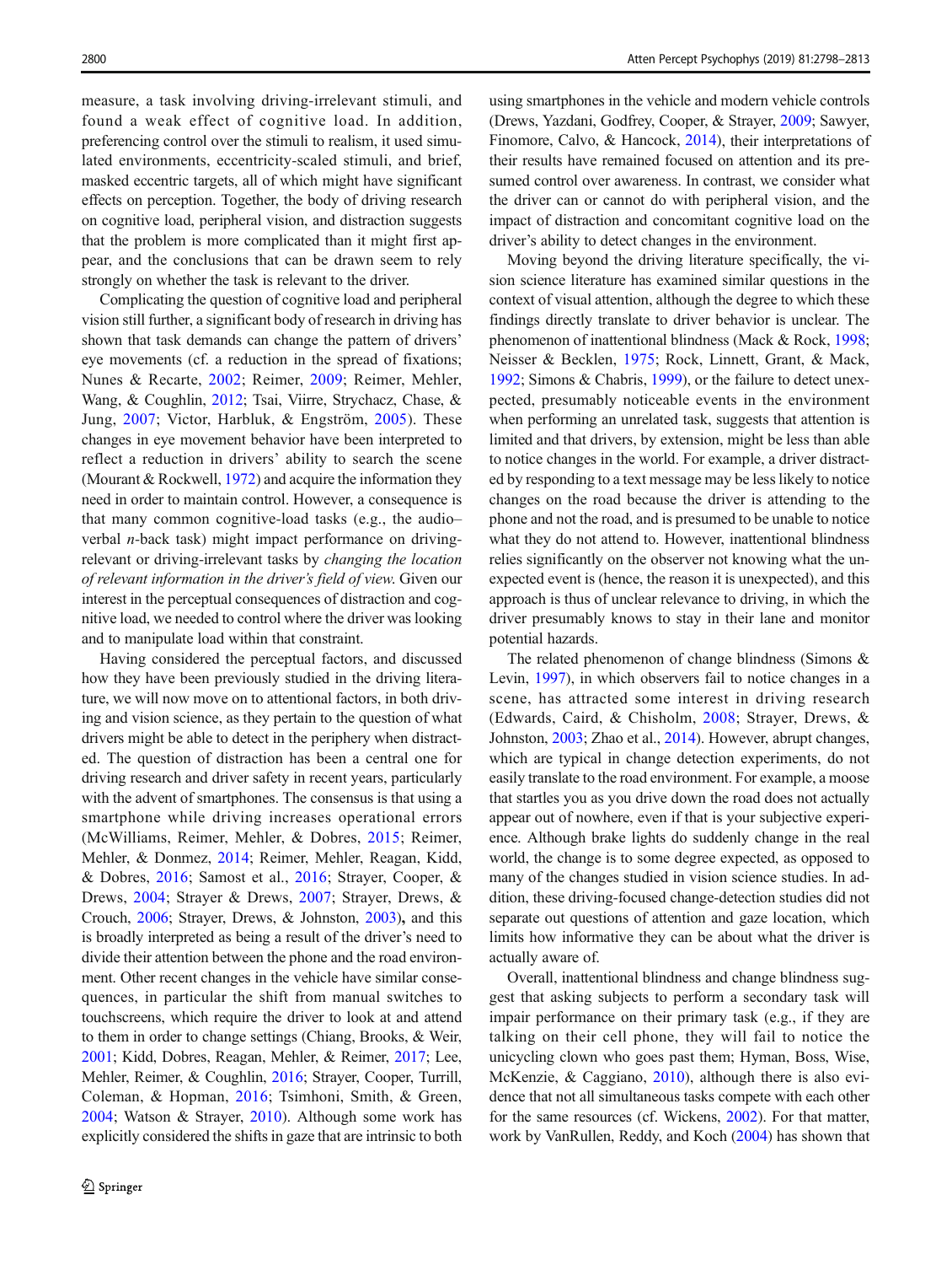measure, a task involving driving-irrelevant stimuli, and found a weak effect of cognitive load. In addition, preferencing control over the stimuli to realism, it used simulated environments, eccentricity-scaled stimuli, and brief, masked eccentric targets, all of which might have significant effects on perception. Together, the body of driving research on cognitive load, peripheral vision, and distraction suggests that the problem is more complicated than it might first appear, and the conclusions that can be drawn seem to rely strongly on whether the task is relevant to the driver.

Complicating the question of cognitive load and peripheral vision still further, a significant body of research in driving has shown that task demands can change the pattern of drivers' eye movements (cf. a reduction in the spread of fixations; Nunes & Recarte, 2002; Reimer, 2009; Reimer, Mehler, Wang, & Coughlin, 2012; Tsai, Viirre, Strychacz, Chase, & Jung, 2007; Victor, Harbluk, & Engström, 2005). These changes in eye movement behavior have been interpreted to reflect a reduction in drivers' ability to search the scene (Mourant & Rockwell, 1972) and acquire the information they need in order to maintain control. However, a consequence is that many common cognitive-load tasks (e.g., the audio–verbal *n*-back task) might impact performance on driving-relevant or driving-irrelevant tasks by *changing the location of relevant information in the driver's field of view*. Given our interest in the perceptual consequences of distraction and cognitive load, we needed to control where the driver was looking and to manipulate load within that constraint.

Having considered the perceptual factors, and discussed how they have been previously studied in the driving literature, we will now move on to attentional factors, in both driving and vision science, as they pertain to the question of what drivers might be able to detect in the periphery when distracted. The question of distraction has been a central one for driving research and driver safety in recent years, particularly with the advent of smartphones. The consensus is that using a smartphone while driving increases operational errors (McWilliams, Reimer, Mehler, & Dobres, 2015; Reimer, Mehler, & Donmez, 2014; Reimer, Mehler, Reagan, Kidd, & Dobres, 2016; Samost et al., 2016; Strayer, Cooper, & Drews, 2004; Strayer & Drews, 2007; Strayer, Drews, & Crouch, 2006; Strayer, Drews, & Johnston, 2003), and this is broadly interpreted as being a result of the driver's need to divide their attention between the phone and the road environment. Other recent changes in the vehicle have similar consequences, in particular the shift from manual switches to touchscreens, which require the driver to look at and attend to them in order to change settings (Chiang, Brooks, & Weir, 2001; Kidd, Dobres, Reagan, Mehler, & Reimer, 2017; Lee, Mehler, Reimer, & Coughlin, 2016; Strayer, Cooper, Turrill, Coleman, & Hopman, 2016; Tsimhoni, Smith, & Green, 2004; Watson & Strayer, 2010). Although some work has explicitly considered the shifts in gaze that are intrinsic to both using smartphones in the vehicle and modern vehicle controls (Drews, Yazdani, Godfrey, Cooper, & Strayer, 2009; Sawyer, Finomore, Calvo, & Hancock, 2014), their interpretations of their results have remained focused on attention and its presumed control over awareness. In contrast, we consider what the driver can or cannot do with peripheral vision, and the impact of distraction and concomitant cognitive load on the driver's ability to detect changes in the environment.

Moving beyond the driving literature specifically, the vision science literature has examined similar questions in the context of visual attention, although the degree to which these findings directly translate to driver behavior is unclear. The phenomenon of inattentional blindness (Mack & Rock, 1998; Neisser & Becklen, 1975; Rock, Linnett, Grant, & Mack, 1992; Simons & Chabris, 1999), or the failure to detect unexpected, presumably noticeable events in the environment when performing an unrelated task, suggests that attention is limited and that drivers, by extension, might be less than able to notice changes in the world. For example, a driver distracted by responding to a text message may be less likely to notice changes on the road because the driver is attending to the phone and not the road, and is presumed to be unable to notice what they do not attend to. However, inattentional blindness relies significantly on the observer not knowing what the unexpected event is (hence, the reason it is unexpected), and this approach is thus of unclear relevance to driving, in which the driver presumably knows to stay in their lane and monitor potential hazards.

The related phenomenon of change blindness (Simons & Levin, 1997), in which observers fail to notice changes in a scene, has attracted some interest in driving research (Edwards, Caird, & Chisholm, 2008; Strayer, Drews, & Johnston, 2003; Zhao et al., 2014). However, abrupt changes, which are typical in change detection experiments, do not easily translate to the road environment. For example, a moose that startles you as you drive down the road does not actually appear out of nowhere, even if that is your subjective experience. Although brake lights do suddenly change in the real world, the change is to some degree expected, as opposed to many of the changes studied in vision science studies. In addition, these driving-focused change-detection studies did not separate out questions of attention and gaze location, which limits how informative they can be about what the driver is actually aware of.

Overall, inattentional blindness and change blindness suggest that asking subjects to perform a secondary task will impair performance on their primary task (e.g., if they are talking on their cell phone, they will fail to notice the unicycling clown who goes past them; Hyman, Boss, Wise, McKenzie, & Caggiano, 2010), although there is also evidence that not all simultaneous tasks compete with each other for the same resources (cf. Wickens, 2002). For that matter, work by VanRullen, Reddy, and Koch (2004) has shown that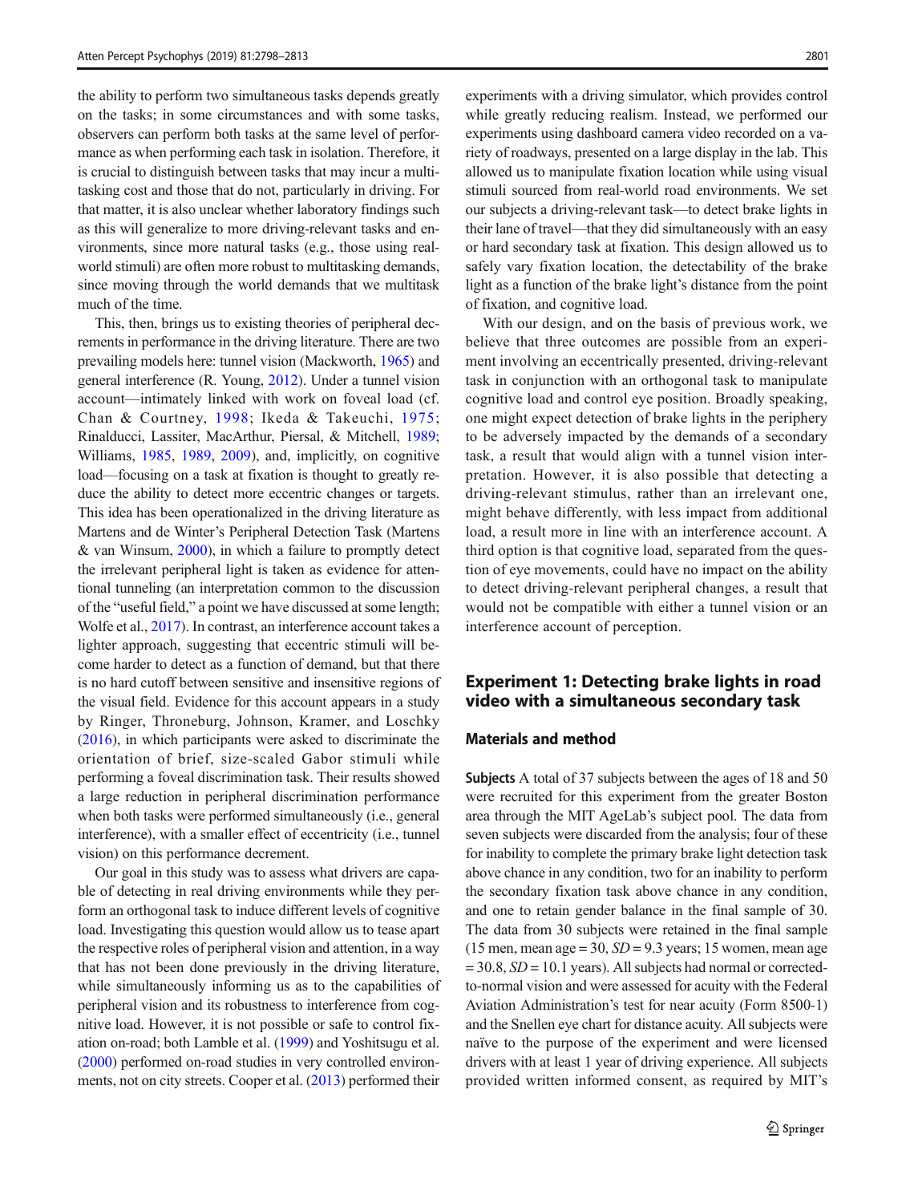the ability to perform two simultaneous tasks depends greatly on the tasks; in some circumstances and with some tasks, observers can perform both tasks at the same level of performance as when performing each task in isolation. Therefore, it is crucial to distinguish between tasks that may incur a multitasking cost and those that do not, particularly in driving. For that matter, it is also unclear whether laboratory findings such as this will generalize to more driving-relevant tasks and environments, since more natural tasks (e.g., those using real-world stimuli) are often more robust to multitasking demands, since moving through the world demands that we multitask much of the time.

This, then, brings us to existing theories of peripheral decrements in performance in the driving literature. There are two prevailing models here: tunnel vision (Mackworth, 1965) and general interference (R. Young, 2012). Under a tunnel vision account—intimately linked with work on foveal load (cf. Chan & Courtney, 1998; Ikeda & Takeuchi, 1975; Rinalducci, Lassiter, MacArthur, Piersal, & Mitchell, 1989; Williams, 1985, 1989, 2009), and, implicitly, on cognitive load—focusing on a task at fixation is thought to greatly reduce the ability to detect more eccentric changes or targets. This idea has been operationalized in the driving literature as Martens and de Winter's Peripheral Detection Task (Martens & van Winsum, 2000), in which a failure to promptly detect the irrelevant peripheral light is taken as evidence for attentional tunneling (an interpretation common to the discussion of the "useful field," a point we have discussed at some length; Wolfe et al., 2017). In contrast, an interference account takes a lighter approach, suggesting that eccentric stimuli will become harder to detect as a function of demand, but that there is no hard cutoff between sensitive and insensitive regions of the visual field. Evidence for this account appears in a study by Ringer, Throneburg, Johnson, Kramer, and Loschky (2016), in which participants were asked to discriminate the orientation of brief, size-scaled Gabor stimuli while performing a foveal discrimination task. Their results showed a large reduction in peripheral discrimination performance when both tasks were performed simultaneously (i.e., general interference), with a smaller effect of eccentricity (i.e., tunnel vision) on this performance decrement.

Our goal in this study was to assess what drivers are capable of detecting in real driving environments while they perform an orthogonal task to induce different levels of cognitive load. Investigating this question would allow us to tease apart the respective roles of peripheral vision and attention, in a way that has not been done previously in the driving literature, while simultaneously informing us as to the capabilities of peripheral vision and its robustness to interference from cognitive load. However, it is not possible or safe to control fixation on-road; both Lamble et al. (1999) and Yoshitsugu et al. (2000) performed on-road studies in very controlled environments, not on city streets. Cooper et al. (2013) performed their experiments with a driving simulator, which provides control while greatly reducing realism. Instead, we performed our experiments using dashboard camera video recorded on a variety of roadways, presented on a large display in the lab. This allowed us to manipulate fixation location while using visual stimuli sourced from real-world road environments. We set our subjects a driving-relevant task—to detect brake lights in their lane of travel—that they did simultaneously with an easy or hard secondary task at fixation. This design allowed us to safely vary fixation location, the detectability of the brake light as a function of the brake light's distance from the point of fixation, and cognitive load.

With our design, and on the basis of previous work, we believe that three outcomes are possible from an experiment involving an eccentrically presented, driving-relevant task in conjunction with an orthogonal task to manipulate cognitive load and control eye position. Broadly speaking, one might expect detection of brake lights in the periphery to be adversely impacted by the demands of a secondary task, a result that would align with a tunnel vision interpretation. However, it is also possible that detecting a driving-relevant stimulus, rather than an irrelevant one, might behave differently, with less impact from additional load, a result more in line with an interference account. A third option is that cognitive load, separated from the question of eye movements, could have no impact on the ability to detect driving-relevant peripheral changes, a result that would not be compatible with either a tunnel vision or an interference account of perception.

## Experiment 1: Detecting brake lights in road video with a simultaneous secondary task

### Materials and method

**Subjects** A total of 37 subjects between the ages of 18 and 50 were recruited for this experiment from the greater Boston area through the MIT AgeLab's subject pool. The data from seven subjects were discarded from the analysis; four of these for inability to complete the primary brake light detection task above chance in any condition, two for an inability to perform the secondary fixation task above chance in any condition, and one to retain gender balance in the final sample of 30. The data from 30 subjects were retained in the final sample (15 men, mean age = 30, *SD* = 9.3 years; 15 women, mean age = 30.8, *SD* = 10.1 years). All subjects had normal or corrected-to-normal vision and were assessed for acuity with the Federal Aviation Administration's test for near acuity (Form 8500-1) and the Snellen eye chart for distance acuity. All subjects were naïve to the purpose of the experiment and were licensed drivers with at least 1 year of driving experience. All subjects provided written informed consent, as required by MIT's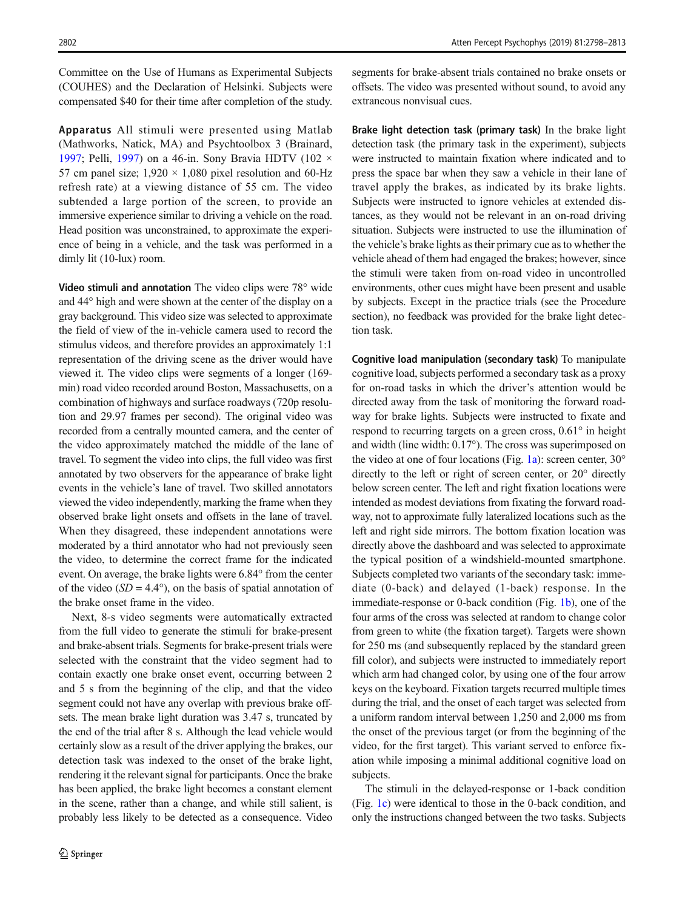Committee on the Use of Humans as Experimental Subjects (COUHES) and the Declaration of Helsinki. Subjects were compensated $40 for their time after completion of the study.

**Apparatus** All stimuli were presented using Matlab (Mathworks, Natick, MA) and Psychtoolbox 3 (Brainard, 1997; Pelli, 1997) on a 46-in. Sony Bravia HDTV (102 × 57 cm panel size; 1,920 × 1,080 pixel resolution and 60-Hz refresh rate) at a viewing distance of 55 cm. The video subtended a large portion of the screen, to provide an immersive experience similar to driving a vehicle on the road. Head position was unconstrained, to approximate the experience of being in a vehicle, and the task was performed in a dimly lit (10-lux) room.

**Video stimuli and annotation** The video clips were 78° wide and 44° high and were shown at the center of the display on a gray background. This video size was selected to approximate the field of view of the in-vehicle camera used to record the stimulus videos, and therefore provides an approximately 1:1 representation of the driving scene as the driver would have viewed it. The video clips were segments of a longer (169-min) road video recorded around Boston, Massachusetts, on a combination of highways and surface roadways (720p resolution and 29.97 frames per second). The original video was recorded from a centrally mounted camera, and the center of the video approximately matched the middle of the lane of travel. To segment the video into clips, the full video was first annotated by two observers for the appearance of brake light events in the vehicle's lane of travel. Two skilled annotators viewed the video independently, marking the frame when they observed brake light onsets and offsets in the lane of travel. When they disagreed, these independent annotations were moderated by a third annotator who had not previously seen the video, to determine the correct frame for the indicated event. On average, the brake lights were 6.84° from the center of the video (*SD* = 4.4°), on the basis of spatial annotation of the brake onset frame in the video.

Next, 8-s video segments were automatically extracted from the full video to generate the stimuli for brake-present and brake-absent trials. Segments for brake-present trials were selected with the constraint that the video segment had to contain exactly one brake onset event, occurring between 2 and 5 s from the beginning of the clip, and that the video segment could not have any overlap with previous brake offsets. The mean brake light duration was 3.47 s, truncated by the end of the trial after 8 s. Although the lead vehicle would certainly slow as a result of the driver applying the brakes, our detection task was indexed to the onset of the brake light, rendering it the relevant signal for participants. Once the brake has been applied, the brake light becomes a constant element in the scene, rather than a change, and while still salient, is probably less likely to be detected as a consequence. Video segments for brake-absent trials contained no brake onsets or offsets. The video was presented without sound, to avoid any extraneous nonvisual cues.

**Brake light detection task (primary task)** In the brake light detection task (the primary task in the experiment), subjects were instructed to maintain fixation where indicated and to press the space bar when they saw a vehicle in their lane of travel apply the brakes, as indicated by its brake lights. Subjects were instructed to ignore vehicles at extended distances, as they would not be relevant in an on-road driving situation. Subjects were instructed to use the illumination of the vehicle's brake lights as their primary cue as to whether the vehicle ahead of them had engaged the brakes; however, since the stimuli were taken from on-road video in uncontrolled environments, other cues might have been present and usable by subjects. Except in the practice trials (see the Procedure section), no feedback was provided for the brake light detection task.

**Cognitive load manipulation (secondary task)** To manipulate cognitive load, subjects performed a secondary task as a proxy for on-road tasks in which the driver's attention would be directed away from the task of monitoring the forward roadway for brake lights. Subjects were instructed to fixate and respond to recurring targets on a green cross, 0.61° in height and width (line width: 0.17°). The cross was superimposed on the video at one of four locations (Fig. 1a): screen center, 30° directly to the left or right of screen center, or 20° directly below screen center. The left and right fixation locations were intended as modest deviations from fixating the forward roadway, not to approximate fully lateralized locations such as the left and right side mirrors. The bottom fixation location was directly above the dashboard and was selected to approximate the typical position of a windshield-mounted smartphone. Subjects completed two variants of the secondary task: immediate (0-back) and delayed (1-back) response. In the immediate-response or 0-back condition (Fig. 1b), one of the four arms of the cross was selected at random to change color from green to white (the fixation target). Targets were shown for 250 ms (and subsequently replaced by the standard green fill color), and subjects were instructed to immediately report which arm had changed color, by using one of the four arrow keys on the keyboard. Fixation targets recurred multiple times during the trial, and the onset of each target was selected from a uniform random interval between 1,250 and 2,000 ms from the onset of the previous target (or from the beginning of the video, for the first target). This variant served to enforce fixation while imposing a minimal additional cognitive load on subjects.

The stimuli in the delayed-response or 1-back condition (Fig. 1c) were identical to those in the 0-back condition, and only the instructions changed between the two tasks. Subjects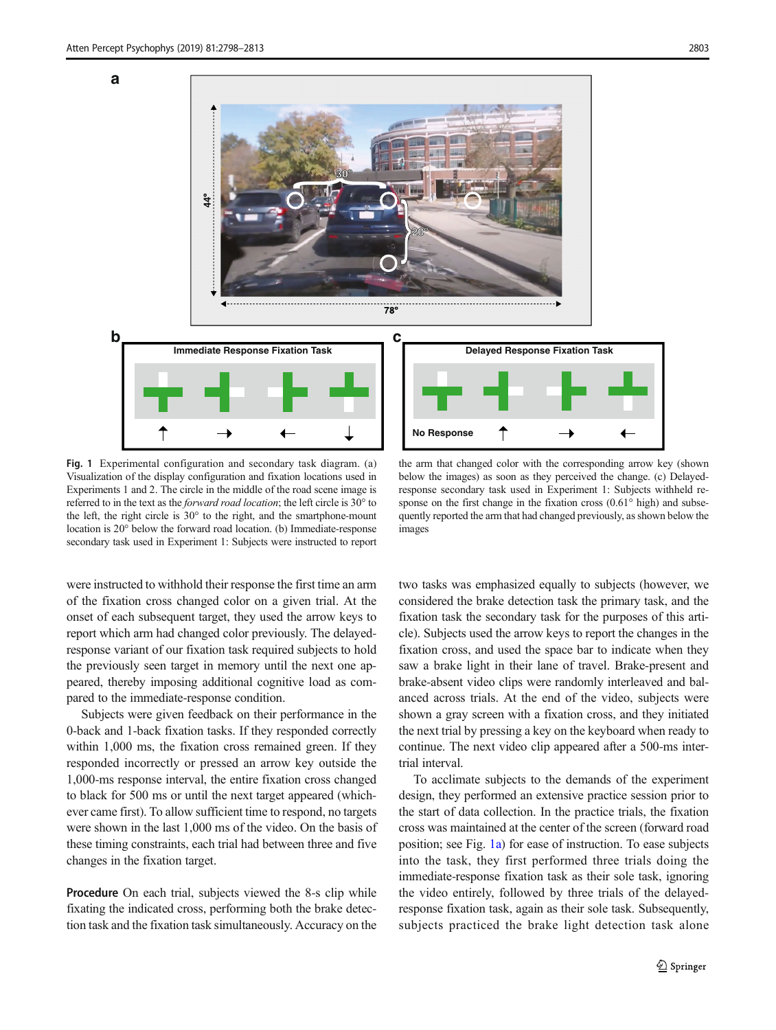Fig. 1 Experimental configuration and secondary task diagram. (a) Visualization of the display configuration and fixation locations used in Experiments 1 and 2. The circle in the middle of the road scene image is referred to in the text as the *forward road location*; the left circle is 30° to the left, the right circle is 30° to the right, and the smartphone-mount location is 20° below the forward road location. (b) Immediate-response secondary task used in Experiment 1: Subjects were instructed to report the arm that changed color with the corresponding arrow key (shown below the images) as soon as they perceived the change. (c) Delayed-response secondary task used in Experiment 1: Subjects withheld response on the first change in the fixation cross (0.61° high) and subsequently reported the arm that had changed previously, as shown below the images

were instructed to withhold their response the first time an arm of the fixation cross changed color on a given trial. At the onset of each subsequent target, they used the arrow keys to report which arm had changed color previously. The delayed-response variant of our fixation task required subjects to hold the previously seen target in memory until the next one appeared, thereby imposing additional cognitive load as compared to the immediate-response condition.

Subjects were given feedback on their performance in the 0-back and 1-back fixation tasks. If they responded correctly within 1,000 ms, the fixation cross remained green. If they responded incorrectly or pressed an arrow key outside the 1,000-ms response interval, the entire fixation cross changed to black for 500 ms or until the next target appeared (whichever came first). To allow sufficient time to respond, no targets were shown in the last 1,000 ms of the video. On the basis of these timing constraints, each trial had between three and five changes in the fixation target.

**Procedure** On each trial, subjects viewed the 8-s clip while fixating the indicated cross, performing both the brake detection task and the fixation task simultaneously. Accuracy on the two tasks was emphasized equally to subjects (however, we considered the brake detection task the primary task, and the fixation task the secondary task for the purposes of this article). Subjects used the arrow keys to report the changes in the fixation cross, and used the space bar to indicate when they saw a brake light in their lane of travel. Brake-present and brake-absent video clips were randomly interleaved and balanced across trials. At the end of the video, subjects were shown a gray screen with a fixation cross, and they initiated the next trial by pressing a key on the keyboard when ready to continue. The next video clip appeared after a 500-ms intertrial interval.

To acclimate subjects to the demands of the experiment design, they performed an extensive practice session prior to the start of data collection. In the practice trials, the fixation cross was maintained at the center of the screen (forward road position; see Fig. 1a) for ease of instruction. To ease subjects into the task, they first performed three trials doing the immediate-response fixation task as their sole task, ignoring the video entirely, followed by three trials of the delayed-response fixation task, again as their sole task. Subsequently, subjects practiced the brake light detection task alone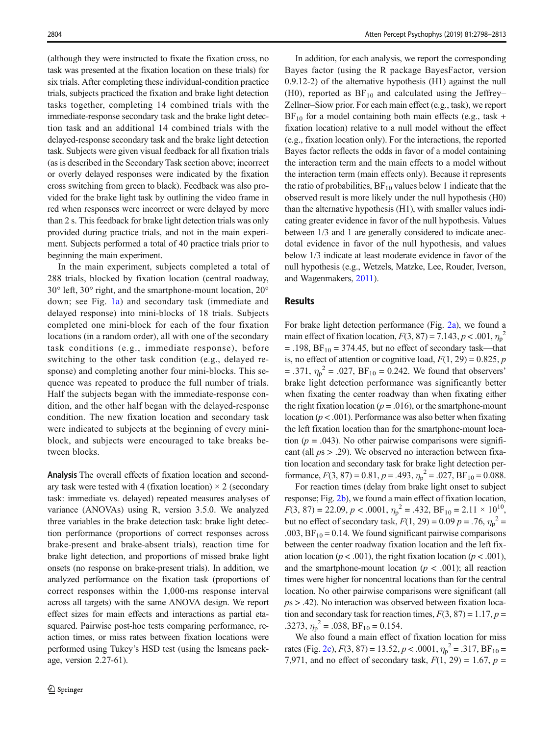(although they were instructed to fixate the fixation cross, no task was presented at the fixation location on these trials) for six trials. After completing these individual-condition practice trials, subjects practiced the fixation and brake light detection tasks together, completing 14 combined trials with the immediate-response secondary task and the brake light detection task and an additional 14 combined trials with the delayed-response secondary task and the brake light detection task. Subjects were given visual feedback for all fixation trials (as is described in the Secondary Task section above; incorrect or overly delayed responses were indicated by the fixation cross switching from green to black). Feedback was also provided for the brake light task by outlining the video frame in red when responses were incorrect or were delayed by more than 2 s. This feedback for brake light detection trials was only provided during practice trials, and not in the main experiment. Subjects performed a total of 40 practice trials prior to beginning the main experiment.

In the main experiment, subjects completed a total of 288 trials, blocked by fixation location (central roadway, 30° left, 30° right, and the smartphone-mount location, 20° down; see Fig. 1a) and secondary task (immediate and delayed response) into mini-blocks of 18 trials. Subjects completed one mini-block for each of the four fixation locations (in a random order), all with one of the secondary task conditions (e.g., immediate response), before switching to the other task condition (e.g., delayed response) and completing another four mini-blocks. This sequence was repeated to produce the full number of trials. Half the subjects began with the immediate-response condition, and the other half began with the delayed-response condition. The new fixation location and secondary task were indicated to subjects at the beginning of every mini-block, and subjects were encouraged to take breaks between blocks.

**Analysis** The overall effects of fixation location and secondary task were tested with 4 (fixation location) × 2 (secondary task: immediate vs. delayed) repeated measures analyses of variance (ANOVAs) using R, version 3.5.0. We analyzed three variables in the brake detection task: brake light detection performance (proportions of correct responses across brake-present and brake-absent trials), reaction time for brake light detection, and proportions of missed brake light onsets (no response on brake-present trials). In addition, we analyzed performance on the fixation task (proportions of correct responses within the 1,000-ms response interval across all targets) with the same ANOVA design. We report effect sizes for main effects and interactions as partial eta-squared. Pairwise post-hoc tests comparing performance, reaction times, or miss rates between fixation locations were performed using Tukey's HSD test (using the lsmeans package, version 2.27-61).

In addition, for each analysis, we report the corresponding Bayes factor (using the R package BayesFactor, version 0.9.12-2) of the alternative hypothesis (H1) against the null (H0), reported as $BF_{10}$ and calculated using the Jeffrey–Zellner–Siow prior. For each main effect (e.g., task), we report $BF_{10}$ for a model containing both main effects (e.g., task + fixation location) relative to a null model without the effect (e.g., fixation location only). For the interactions, the reported Bayes factor reflects the odds in favor of a model containing the interaction term and the main effects to a model without the interaction term (main effects only). Because it represents the ratio of probabilities, $BF_{10}$ values below 1 indicate that the observed result is more likely under the null hypothesis (H0) than the alternative hypothesis (H1), with smaller values indicating greater evidence in favor of the null hypothesis. Values between 1/3 and 1 are generally considered to indicate anecdotal evidence in favor of the null hypothesis, and values below 1/3 indicate at least moderate evidence in favor of the null hypothesis (e.g., Wetzels, Matzke, Lee, Rouder, Iverson, and Wagenmakers, 2011).

## Results

For brake light detection performance (Fig. 2a), we found a main effect of fixation location, $F(3, 87) = 7.143$, $p < .001$, $\eta_p^2 = .198$, $BF_{10} = 374.45$, but no effect of secondary task—that is, no effect of attention or cognitive load, $F(1, 29) = 0.825$, $p = .371$, $\eta_p^2 = .027$, $BF_{10} = 0.242$. We found that observers' brake light detection performance was significantly better when fixating the center roadway than when fixating either the right fixation location ($p = .016$), or the smartphone-mount location ($p < .001$). Performance was also better when fixating the left fixation location than for the smartphone-mount location ($p = .043$). No other pairwise comparisons were significant (all $p$s > .29). We observed no interaction between fixation location and secondary task for brake light detection performance, $F(3, 87) = 0.81$, $p = .493$, $\eta_p^2 = .027$, $BF_{10} = 0.088$.

For reaction times (delay from brake light onset to subject response; Fig. 2b), we found a main effect of fixation location, $F(3, 87) = 22.09$, $p < .0001$, $\eta_p^2 = .432$, $BF_{10} = 2.11 \times 10^{10}$, but no effect of secondary task, $F(1, 29) = 0.09$ $p = .76$, $\eta_p^2 = .003$, $BF_{10} = 0.14$. We found significant pairwise comparisons between the center roadway fixation location and the left fixation location ($p < .001$), the right fixation location ($p < .001$), and the smartphone-mount location ($p < .001$); all reaction times were higher for noncentral locations than for the central location. No other pairwise comparisons were significant (all $p$s > .42). No interaction was observed between fixation location and secondary task for reaction times, $F(3, 87) = 1.17$, $p = .3273$, $\eta_p^2 = .038$, $BF_{10} = 0.154$.

We also found a main effect of fixation location for miss rates (Fig. 2c), $F(3, 87) = 13.52$, $p < .0001$, $\eta_p^2 = .317$, $BF_{10} = 7{,}971$, and no effect of secondary task, $F(1, 29) = 1.67$, $p =$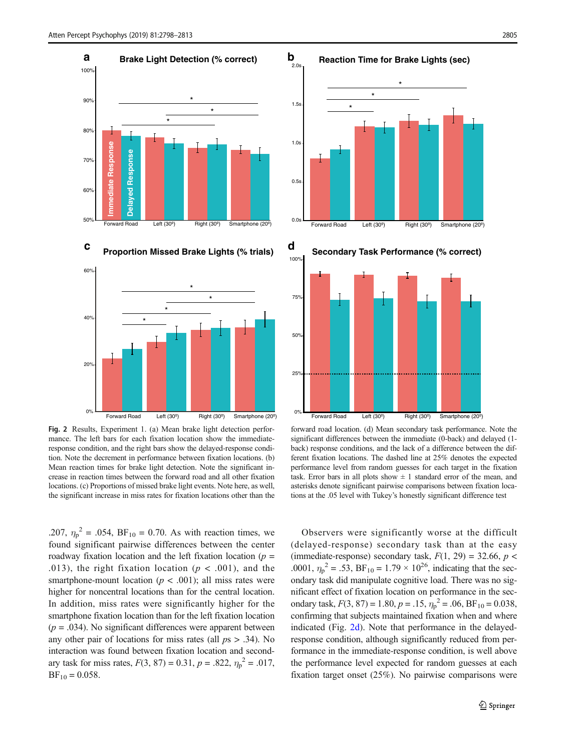Fig. 2 Results, Experiment 1. (a) Mean brake light detection performance. The left bars for each fixation location show the immediate-response condition, and the right bars show the delayed-response condition. Note the decrement in performance between fixation locations. (b) Mean reaction times for brake light detection. Note the significant increase in reaction times between the forward road and all other fixation locations. (c) Proportions of missed brake light events. Note here, as well, the significant increase in miss rates for fixation locations other than the forward road location. (d) Mean secondary task performance. Note the significant differences between the immediate (0-back) and delayed (1-back) response conditions, and the lack of a difference between the different fixation locations. The dashed line at 25% denotes the expected performance level from random guesses for each target in the fixation task. Error bars in all plots show ± 1 standard error of the mean, and asterisks denote significant pairwise comparisons between fixation locations at the .05 level with Tukey's honestly significant difference test

.207, $\eta_p^2$ = .054, $BF_{10}$ = 0.70. As with reaction times, we found significant pairwise differences between the center roadway fixation location and the left fixation location ($p$ = .013), the right fixation location ($p$ < .001), and the smartphone-mount location ($p$ < .001); all miss rates were higher for noncentral locations than for the central location. In addition, miss rates were significantly higher for the smartphone fixation location than for the left fixation location ($p$ = .034). No significant differences were apparent between any other pair of locations for miss rates (all $ps$ > .34). No interaction was found between fixation location and secondary task for miss rates, $F(3, 87) = 0.31$, $p$ = .822, $\eta_p^2$ = .017, $BF_{10}$ = 0.058.

Observers were significantly worse at the difficult (delayed-response) secondary task than at the easy (immediate-response) secondary task, $F(1, 29) = 32.66$, $p$ < .0001, $\eta_p^2$ = .53, $BF_{10} = 1.79 \times 10^{26}$, indicating that the secondary task did manipulate cognitive load. There was no significant effect of fixation location on performance in the secondary task, $F(3, 87) = 1.80$, $p$ = .15, $\eta_p^2$ = .06, $BF_{10}$ = 0.038, confirming that subjects maintained fixation when and where indicated (Fig. 2d). Note that performance in the delayed-response condition, although significantly reduced from performance in the immediate-response condition, is well above the performance level expected for random guesses at each fixation target onset (25%). No pairwise comparisons were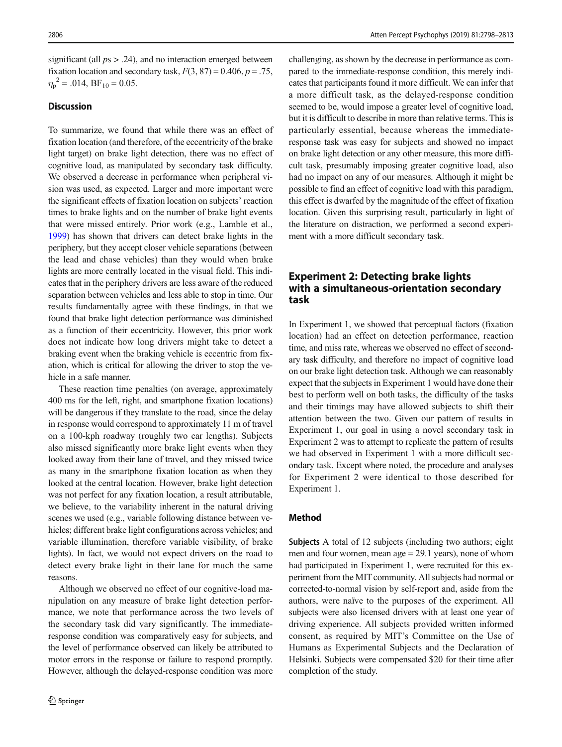significant (all $ps > .24$), and no interaction emerged between fixation location and secondary task, $F(3, 87) = 0.406$, $p = .75$, $\eta_p^2 = .014$, $BF_{10} = 0.05$.

### Discussion

To summarize, we found that while there was an effect of fixation location (and therefore, of the eccentricity of the brake light target) on brake light detection, there was no effect of cognitive load, as manipulated by secondary task difficulty. We observed a decrease in performance when peripheral vision was used, as expected. Larger and more important were the significant effects of fixation location on subjects' reaction times to brake lights and on the number of brake light events that were missed entirely. Prior work (e.g., Lamble et al., 1999) has shown that drivers can detect brake lights in the periphery, but they accept closer vehicle separations (between the lead and chase vehicles) than they would when brake lights are more centrally located in the visual field. This indicates that in the periphery drivers are less aware of the reduced separation between vehicles and less able to stop in time. Our results fundamentally agree with these findings, in that we found that brake light detection performance was diminished as a function of their eccentricity. However, this prior work does not indicate how long drivers might take to detect a braking event when the braking vehicle is eccentric from fixation, which is critical for allowing the driver to stop the vehicle in a safe manner.

These reaction time penalties (on average, approximately 400 ms for the left, right, and smartphone fixation locations) will be dangerous if they translate to the road, since the delay in response would correspond to approximately 11 m of travel on a 100-kph roadway (roughly two car lengths). Subjects also missed significantly more brake light events when they looked away from their lane of travel, and they missed twice as many in the smartphone fixation location as when they looked at the central location. However, brake light detection was not perfect for any fixation location, a result attributable, we believe, to the variability inherent in the natural driving scenes we used (e.g., variable following distance between vehicles; different brake light configurations across vehicles; and variable illumination, therefore variable visibility, of brake lights). In fact, we would not expect drivers on the road to detect every brake light in their lane for much the same reasons.

Although we observed no effect of our cognitive-load manipulation on any measure of brake light detection performance, we note that performance across the two levels of the secondary task did vary significantly. The immediate-response condition was comparatively easy for subjects, and the level of performance observed can likely be attributed to motor errors in the response or failure to respond promptly. However, although the delayed-response condition was more challenging, as shown by the decrease in performance as compared to the immediate-response condition, this merely indicates that participants found it more difficult. We can infer that a more difficult task, as the delayed-response condition seemed to be, would impose a greater level of cognitive load, but it is difficult to describe in more than relative terms. This is particularly essential, because whereas the immediate-response task was easy for subjects and showed no impact on brake light detection or any other measure, this more difficult task, presumably imposing greater cognitive load, also had no impact on any of our measures. Although it might be possible to find an effect of cognitive load with this paradigm, this effect is dwarfed by the magnitude of the effect of fixation location. Given this surprising result, particularly in light of the literature on distraction, we performed a second experiment with a more difficult secondary task.

## Experiment 2: Detecting brake lights with a simultaneous-orientation secondary task

In Experiment 1, we showed that perceptual factors (fixation location) had an effect on detection performance, reaction time, and miss rate, whereas we observed no effect of secondary task difficulty, and therefore no impact of cognitive load on our brake light detection task. Although we can reasonably expect that the subjects in Experiment 1 would have done their best to perform well on both tasks, the difficulty of the tasks and their timings may have allowed subjects to shift their attention between the two. Given our pattern of results in Experiment 1, our goal in using a novel secondary task in Experiment 2 was to attempt to replicate the pattern of results we had observed in Experiment 1 with a more difficult secondary task. Except where noted, the procedure and analyses for Experiment 2 were identical to those described for Experiment 1.

### Method

**Subjects** A total of 12 subjects (including two authors; eight men and four women, mean age = 29.1 years), none of whom had participated in Experiment 1, were recruited for this experiment from the MIT community. All subjects had normal or corrected-to-normal vision by self-report and, aside from the authors, were naïve to the purposes of the experiment. All subjects were also licensed drivers with at least one year of driving experience. All subjects provided written informed consent, as required by MIT's Committee on the Use of Humans as Experimental Subjects and the Declaration of Helsinki. Subjects were compensated $20 for their time after completion of the study.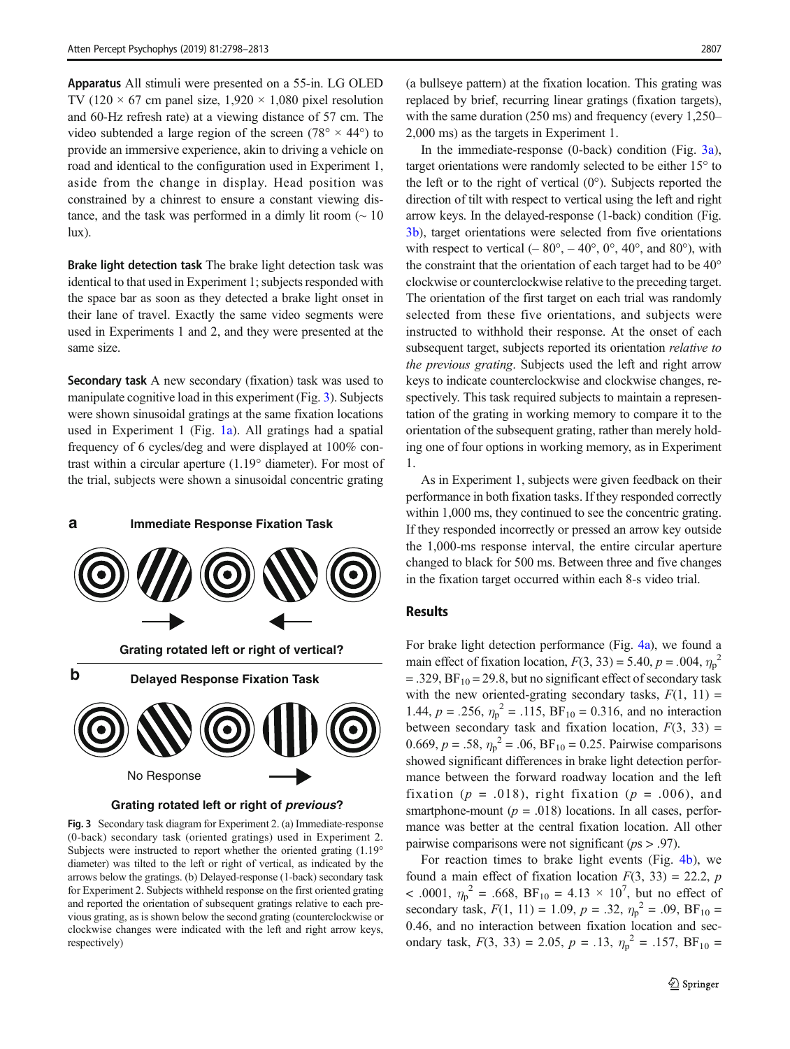**Apparatus** All stimuli were presented on a 55-in. LG OLED TV (120 × 67 cm panel size, 1,920 × 1,080 pixel resolution and 60-Hz refresh rate) at a viewing distance of 57 cm. The video subtended a large region of the screen (78° × 44°) to provide an immersive experience, akin to driving a vehicle on road and identical to the configuration used in Experiment 1, aside from the change in display. Head position was constrained by a chinrest to ensure a constant viewing distance, and the task was performed in a dimly lit room (~ 10 lux).

**Brake light detection task** The brake light detection task was identical to that used in Experiment 1; subjects responded with the space bar as soon as they detected a brake light onset in their lane of travel. Exactly the same video segments were used in Experiments 1 and 2, and they were presented at the same size.

**Secondary task** A new secondary (fixation) task was used to manipulate cognitive load in this experiment (Fig. 3). Subjects were shown sinusoidal gratings at the same fixation locations used in Experiment 1 (Fig. 1a). All gratings had a spatial frequency of 6 cycles/deg and were displayed at 100% contrast within a circular aperture (1.19° diameter). For most of the trial, subjects were shown a sinusoidal concentric grating (a bullseye pattern) at the fixation location. This grating was replaced by brief, recurring linear gratings (fixation targets), with the same duration (250 ms) and frequency (every 1,250–2,000 ms) as the targets in Experiment 1.

In the immediate-response (0-back) condition (Fig. 3a), target orientations were randomly selected to be either 15° to the left or to the right of vertical (0°). Subjects reported the direction of tilt with respect to vertical using the left and right arrow keys. In the delayed-response (1-back) condition (Fig. 3b), target orientations were selected from five orientations with respect to vertical (– 80°, – 40°, 0°, 40°, and 80°), with the constraint that the orientation of each target had to be 40° clockwise or counterclockwise relative to the preceding target. The orientation of the first target on each trial was randomly selected from these five orientations, and subjects were instructed to withhold their response. At the onset of each subsequent target, subjects reported its orientation *relative to the previous grating*. Subjects used the left and right arrow keys to indicate counterclockwise and clockwise changes, respectively. This task required subjects to maintain a representation of the grating in working memory to compare it to the orientation of the subsequent grating, rather than merely holding one of four options in working memory, as in Experiment 1.

As in Experiment 1, subjects were given feedback on their performance in both fixation tasks. If they responded correctly within 1,000 ms, they continued to see the concentric grating. If they responded incorrectly or pressed an arrow key outside the 1,000-ms response interval, the entire circular aperture changed to black for 500 ms. Between three and five changes in the fixation target occurred within each 8-s video trial.

**a** Immediate Response Fixation Task

Grating rotated left or right of vertical?

**b** Delayed Response Fixation Task

No Response

Grating rotated left or right of *previous*?

**Fig. 3** Secondary task diagram for Experiment 2. (a) Immediate-response (0-back) secondary task (oriented gratings) used in Experiment 2. Subjects were instructed to report whether the oriented grating (1.19° diameter) was tilted to the left or right of vertical, as indicated by the arrows below the gratings. (b) Delayed-response (1-back) secondary task for Experiment 2. Subjects withheld response on the first oriented grating and reported the orientation of subsequent gratings relative to each previous grating, as is shown below the second grating (counterclockwise or clockwise changes were indicated with the left and right arrow keys, respectively)

## Results

For brake light detection performance (Fig. 4a), we found a main effect of fixation location, $F(3, 33) = 5.40$, $p = .004$, $\eta_p^2 = .329$, $BF_{10} = 29.8$, but no significant effect of secondary task with the new oriented-grating secondary tasks, $F(1, 11) = 1.44$, $p = .256$, $\eta_p^2 = .115$, $BF_{10} = 0.316$, and no interaction between secondary task and fixation location, $F(3, 33) = 0.669$, $p = .58$, $\eta_p^2 = .06$, $BF_{10} = 0.25$. Pairwise comparisons showed significant differences in brake light detection performance between the forward roadway location and the left fixation ($p = .018$), right fixation ($p = .006$), and smartphone-mount ($p = .018$) locations. In all cases, performance was better at the central fixation location. All other pairwise comparisons were not significant ($ps > .97$).

For reaction times to brake light events (Fig. 4b), we found a main effect of fixation location $F(3, 33) = 22.2$, $p < .0001$, $\eta_p^2 = .668$, $BF_{10} = 4.13 \times 10^7$, but no effect of secondary task, $F(1, 11) = 1.09$, $p = .32$, $\eta_p^2 = .09$, $BF_{10} = 0.46$, and no interaction between fixation location and secondary task, $F(3, 33) = 2.05$, $p = .13$, $\eta_p^2 = .157$, $BF_{10} =$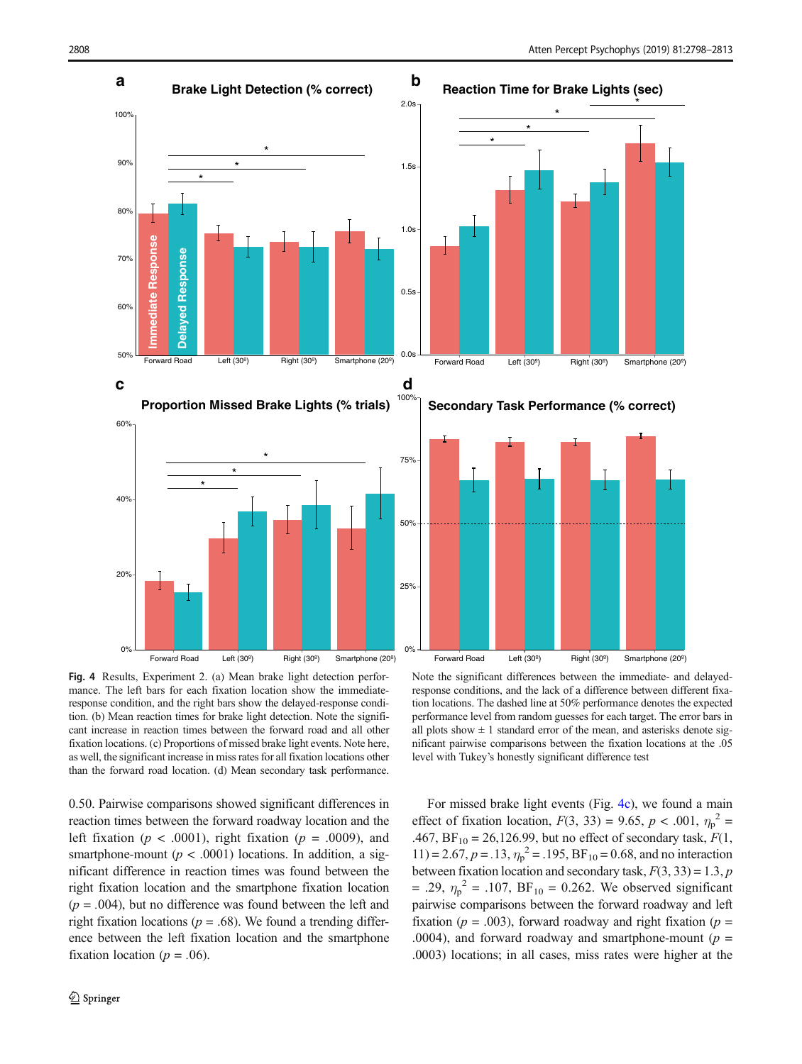Fig. 4 Results, Experiment 2. (a) Mean brake light detection performance. The left bars for each fixation location show the immediate-response condition, and the right bars show the delayed-response condition. (b) Mean reaction times for brake light detection. Note the significant increase in reaction times between the forward road and all other fixation locations. (c) Proportions of missed brake light events. Note here, as well, the significant increase in miss rates for all fixation locations other than the forward road location. (d) Mean secondary task performance. Note the significant differences between the immediate- and delayed-response conditions, and the lack of a difference between different fixation locations. The dashed line at 50% performance denotes the expected performance level from random guesses for each target. The error bars in all plots show ± 1 standard error of the mean, and asterisks denote significant pairwise comparisons between the fixation locations at the .05 level with Tukey's honestly significant difference test

0.50. Pairwise comparisons showed significant differences in reaction times between the forward roadway location and the left fixation ($p < .0001$), right fixation ($p = .0009$), and smartphone-mount ($p < .0001$) locations. In addition, a significant difference in reaction times was found between the right fixation location and the smartphone fixation location ($p = .004$), but no difference was found between the left and right fixation locations ($p = .68$). We found a trending difference between the left fixation location and the smartphone fixation location ($p = .06$).

For missed brake light events (Fig. 4c), we found a main effect of fixation location, $F(3, 33) = 9.65$, $p < .001$, $\eta_p^2 = .467$, $BF_{10} = 26{,}126.99$, but no effect of secondary task, $F(1, 11) = 2.67$, $p = .13$, $\eta_p^2 = .195$, $BF_{10} = 0.68$, and no interaction between fixation location and secondary task, $F(3, 33) = 1.3$, $p = .29$, $\eta_p^2 = .107$, $BF_{10} = 0.262$. We observed significant pairwise comparisons between the forward roadway and left fixation ($p = .003$), forward roadway and right fixation ($p = .0004$), and forward roadway and smartphone-mount ($p = .0003$) locations; in all cases, miss rates were higher at the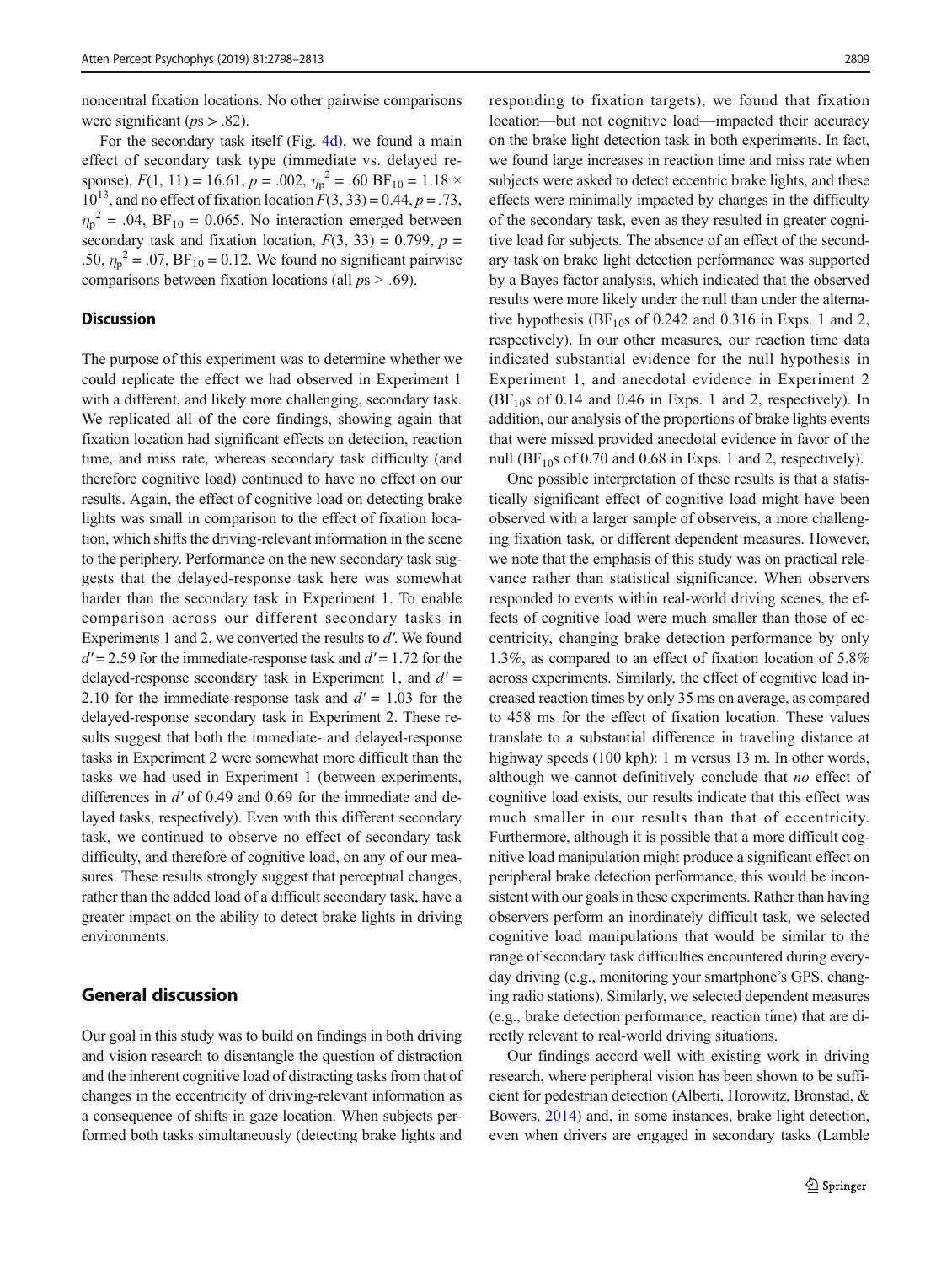noncentral fixation locations. No other pairwise comparisons were significant ($ps > .82$).

For the secondary task itself (Fig. 4d), we found a main effect of secondary task type (immediate vs. delayed response), $F(1, 11) = 16.61$, $p = .002$, $\eta_p^2 = .60$ $BF_{10} = 1.18 \times 10^{13}$, and no effect of fixation location $F(3, 33) = 0.44$, $p = .73$, $\eta_p^2 = .04$, $BF_{10} = 0.065$. No interaction emerged between secondary task and fixation location, $F(3, 33) = 0.799$, $p = .50$, $\eta_p^2 = .07$, $BF_{10} = 0.12$. We found no significant pairwise comparisons between fixation locations (all $ps > .69$).

### Discussion

The purpose of this experiment was to determine whether we could replicate the effect we had observed in Experiment 1 with a different, and likely more challenging, secondary task. We replicated all of the core findings, showing again that fixation location had significant effects on detection, reaction time, and miss rate, whereas secondary task difficulty (and therefore cognitive load) continued to have no effect on our results. Again, the effect of cognitive load on detecting brake lights was small in comparison to the effect of fixation location, which shifts the driving-relevant information in the scene to the periphery. Performance on the new secondary task suggests that the delayed-response task here was somewhat harder than the secondary task in Experiment 1. To enable comparison across our different secondary tasks in Experiments 1 and 2, we converted the results to $d'$. We found $d' = 2.59$ for the immediate-response task and $d' = 1.72$ for the delayed-response secondary task in Experiment 1, and $d' = 2.10$ for the immediate-response task and $d' = 1.03$ for the delayed-response secondary task in Experiment 2. These results suggest that both the immediate- and delayed-response tasks in Experiment 2 were somewhat more difficult than the tasks we had used in Experiment 1 (between experiments, differences in $d'$ of 0.49 and 0.69 for the immediate and delayed tasks, respectively). Even with this different secondary task, we continued to observe no effect of secondary task difficulty, and therefore of cognitive load, on any of our measures. These results strongly suggest that perceptual changes, rather than the added load of a difficult secondary task, have a greater impact on the ability to detect brake lights in driving environments.

## General discussion

Our goal in this study was to build on findings in both driving and vision research to disentangle the question of distraction and the inherent cognitive load of distracting tasks from that of changes in the eccentricity of driving-relevant information as a consequence of shifts in gaze location. When subjects performed both tasks simultaneously (detecting brake lights and responding to fixation targets), we found that fixation location—but not cognitive load—impacted their accuracy on the brake light detection task in both experiments. In fact, we found large increases in reaction time and miss rate when subjects were asked to detect eccentric brake lights, and these effects were minimally impacted by changes in the difficulty of the secondary task, even as they resulted in greater cognitive load for subjects. The absence of an effect of the secondary task on brake light detection performance was supported by a Bayes factor analysis, which indicated that the observed results were more likely under the null than under the alternative hypothesis ($BF_{10}$s of 0.242 and 0.316 in Exps. 1 and 2, respectively). In our other measures, our reaction time data indicated substantial evidence for the null hypothesis in Experiment 1, and anecdotal evidence in Experiment 2 ($BF_{10}$s of 0.14 and 0.46 in Exps. 1 and 2, respectively). In addition, our analysis of the proportions of brake lights events that were missed provided anecdotal evidence in favor of the null ($BF_{10}$s of 0.70 and 0.68 in Exps. 1 and 2, respectively).

One possible interpretation of these results is that a statistically significant effect of cognitive load might have been observed with a larger sample of observers, a more challenging fixation task, or different dependent measures. However, we note that the emphasis of this study was on practical relevance rather than statistical significance. When observers responded to events within real-world driving scenes, the effects of cognitive load were much smaller than those of eccentricity, changing brake detection performance by only 1.3%, as compared to an effect of fixation location of 5.8% across experiments. Similarly, the effect of cognitive load increased reaction times by only 35 ms on average, as compared to 458 ms for the effect of fixation location. These values translate to a substantial difference in traveling distance at highway speeds (100 kph): 1 m versus 13 m. In other words, although we cannot definitively conclude that *no* effect of cognitive load exists, our results indicate that this effect was much smaller in our results than that of eccentricity. Furthermore, although it is possible that a more difficult cognitive load manipulation might produce a significant effect on peripheral brake detection performance, this would be inconsistent with our goals in these experiments. Rather than having observers perform an inordinately difficult task, we selected cognitive load manipulations that would be similar to the range of secondary task difficulties encountered during everyday driving (e.g., monitoring your smartphone's GPS, changing radio stations). Similarly, we selected dependent measures (e.g., brake detection performance, reaction time) that are directly relevant to real-world driving situations.

Our findings accord well with existing work in driving research, where peripheral vision has been shown to be sufficient for pedestrian detection (Alberti, Horowitz, Bronstad, & Bowers, 2014) and, in some instances, brake light detection, even when drivers are engaged in secondary tasks (Lamble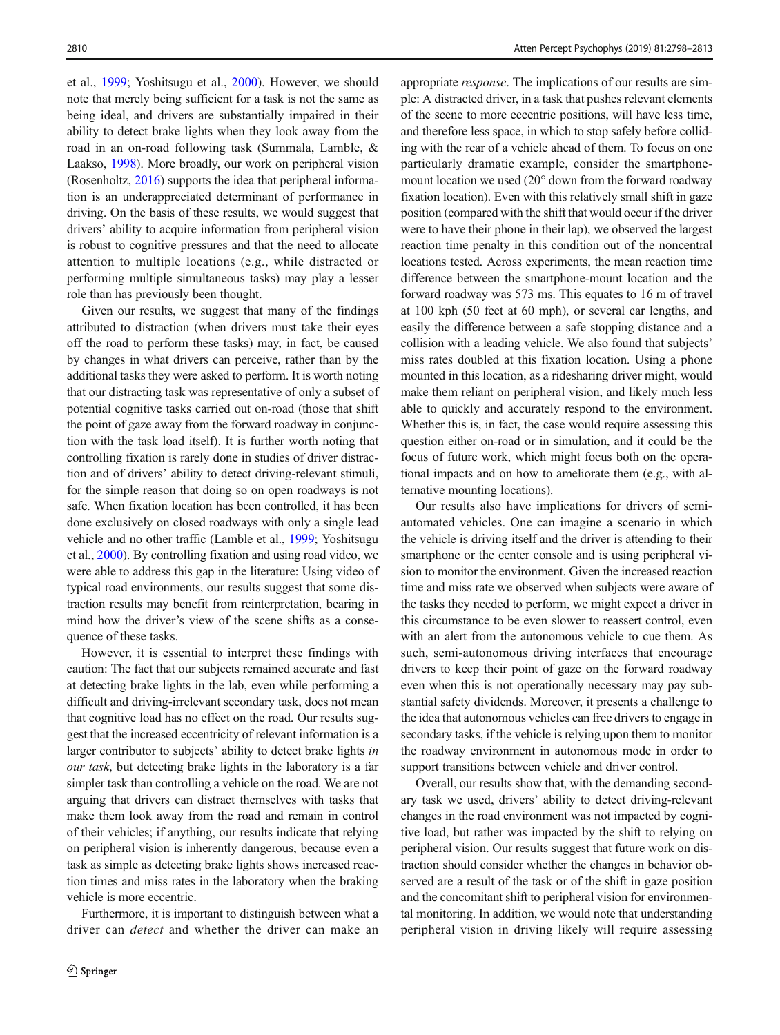et al., 1999; Yoshitsugu et al., 2000). However, we should note that merely being sufficient for a task is not the same as being ideal, and drivers are substantially impaired in their ability to detect brake lights when they look away from the road in an on-road following task (Summala, Lamble, & Laakso, 1998). More broadly, our work on peripheral vision (Rosenholtz, 2016) supports the idea that peripheral information is an underappreciated determinant of performance in driving. On the basis of these results, we would suggest that drivers' ability to acquire information from peripheral vision is robust to cognitive pressures and that the need to allocate attention to multiple locations (e.g., while distracted or performing multiple simultaneous tasks) may play a lesser role than has previously been thought.

Given our results, we suggest that many of the findings attributed to distraction (when drivers must take their eyes off the road to perform these tasks) may, in fact, be caused by changes in what drivers can perceive, rather than by the additional tasks they were asked to perform. It is worth noting that our distracting task was representative of only a subset of potential cognitive tasks carried out on-road (those that shift the point of gaze away from the forward roadway in conjunction with the task load itself). It is further worth noting that controlling fixation is rarely done in studies of driver distraction and of drivers' ability to detect driving-relevant stimuli, for the simple reason that doing so on open roadways is not safe. When fixation location has been controlled, it has been done exclusively on closed roadways with only a single lead vehicle and no other traffic (Lamble et al., 1999; Yoshitsugu et al., 2000). By controlling fixation and using road video, we were able to address this gap in the literature: Using video of typical road environments, our results suggest that some distraction results may benefit from reinterpretation, bearing in mind how the driver's view of the scene shifts as a consequence of these tasks.

However, it is essential to interpret these findings with caution: The fact that our subjects remained accurate and fast at detecting brake lights in the lab, even while performing a difficult and driving-irrelevant secondary task, does not mean that cognitive load has no effect on the road. Our results suggest that the increased eccentricity of relevant information is a larger contributor to subjects' ability to detect brake lights *in our task*, but detecting brake lights in the laboratory is a far simpler task than controlling a vehicle on the road. We are not arguing that drivers can distract themselves with tasks that make them look away from the road and remain in control of their vehicles; if anything, our results indicate that relying on peripheral vision is inherently dangerous, because even a task as simple as detecting brake lights shows increased reaction times and miss rates in the laboratory when the braking vehicle is more eccentric.

Furthermore, it is important to distinguish between what a driver can *detect* and whether the driver can make an appropriate *response*. The implications of our results are simple: A distracted driver, in a task that pushes relevant elements of the scene to more eccentric positions, will have less time, and therefore less space, in which to stop safely before colliding with the rear of a vehicle ahead of them. To focus on one particularly dramatic example, consider the smartphone-mount location we used (20° down from the forward roadway fixation location). Even with this relatively small shift in gaze position (compared with the shift that would occur if the driver were to have their phone in their lap), we observed the largest reaction time penalty in this condition out of the noncentral locations tested. Across experiments, the mean reaction time difference between the smartphone-mount location and the forward roadway was 573 ms. This equates to 16 m of travel at 100 kph (50 feet at 60 mph), or several car lengths, and easily the difference between a safe stopping distance and a collision with a leading vehicle. We also found that subjects' miss rates doubled at this fixation location. Using a phone mounted in this location, as a ridesharing driver might, would make them reliant on peripheral vision, and likely much less able to quickly and accurately respond to the environment. Whether this is, in fact, the case would require assessing this question either on-road or in simulation, and it could be the focus of future work, which might focus both on the operational impacts and on how to ameliorate them (e.g., with alternative mounting locations).

Our results also have implications for drivers of semi-automated vehicles. One can imagine a scenario in which the vehicle is driving itself and the driver is attending to their smartphone or the center console and is using peripheral vision to monitor the environment. Given the increased reaction time and miss rate we observed when subjects were aware of the tasks they needed to perform, we might expect a driver in this circumstance to be even slower to reassert control, even with an alert from the autonomous vehicle to cue them. As such, semi-autonomous driving interfaces that encourage drivers to keep their point of gaze on the forward roadway even when this is not operationally necessary may pay substantial safety dividends. Moreover, it presents a challenge to the idea that autonomous vehicles can free drivers to engage in secondary tasks, if the vehicle is relying upon them to monitor the roadway environment in autonomous mode in order to support transitions between vehicle and driver control.

Overall, our results show that, with the demanding secondary task we used, drivers' ability to detect driving-relevant changes in the road environment was not impacted by cognitive load, but rather was impacted by the shift to relying on peripheral vision. Our results suggest that future work on distraction should consider whether the changes in behavior observed are a result of the task or of the shift in gaze position and the concomitant shift to peripheral vision for environmental monitoring. In addition, we would note that understanding peripheral vision in driving likely will require assessing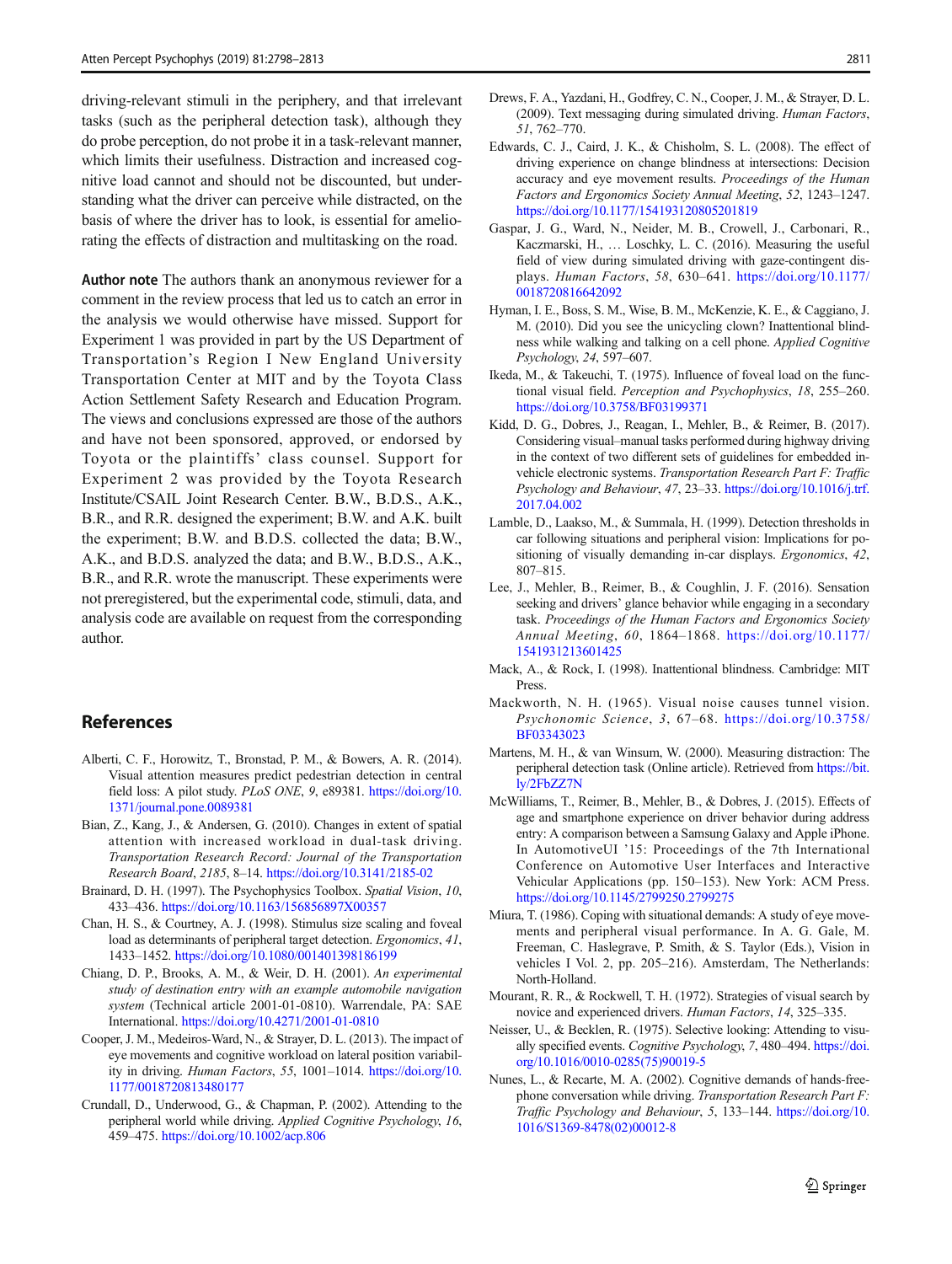driving-relevant stimuli in the periphery, and that irrelevant tasks (such as the peripheral detection task), although they do probe perception, do not probe it in a task-relevant manner, which limits their usefulness. Distraction and increased cognitive load cannot and should not be discounted, but understanding what the driver can perceive while distracted, on the basis of where the driver has to look, is essential for ameliorating the effects of distraction and multitasking on the road.

**Author note** The authors thank an anonymous reviewer for a comment in the review process that led us to catch an error in the analysis we would otherwise have missed. Support for Experiment 1 was provided in part by the US Department of Transportation's Region I New England University Transportation Center at MIT and by the Toyota Class Action Settlement Safety Research and Education Program. The views and conclusions expressed are those of the authors and have not been sponsored, approved, or endorsed by Toyota or the plaintiffs' class counsel. Support for Experiment 2 was provided by the Toyota Research Institute/CSAIL Joint Research Center. B.W., B.D.S., A.K., B.R., and R.R. designed the experiment; B.W. and A.K. built the experiment; B.W. and B.D.S. collected the data; B.W., A.K., and B.D.S. analyzed the data; and B.W., B.D.S., A.K., B.R., and R.R. wrote the manuscript. These experiments were not preregistered, but the experimental code, stimuli, data, and analysis code are available on request from the corresponding author.

## References

Alberti, C. F., Horowitz, T., Bronstad, P. M., & Bowers, A. R. (2014). Visual attention measures predict pedestrian detection in central field loss: A pilot study. *PLoS ONE*, *9*, e89381. https://doi.org/10.1371/journal.pone.0089381

Bian, Z., Kang, J., & Andersen, G. (2010). Changes in extent of spatial attention with increased workload in dual-task driving. *Transportation Research Record: Journal of the Transportation Research Board*, *2185*, 8–14. https://doi.org/10.3141/2185-02

Brainard, D. H. (1997). The Psychophysics Toolbox. *Spatial Vision*, *10*, 433–436. https://doi.org/10.1163/156856897X00357

Chan, H. S., & Courtney, A. J. (1998). Stimulus size scaling and foveal load as determinants of peripheral target detection. *Ergonomics*, *41*, 1433–1452. https://doi.org/10.1080/001401398186199

Chiang, D. P., Brooks, A. M., & Weir, D. H. (2001). *An experimental study of destination entry with an example automobile navigation system* (Technical article 2001-01-0810). Warrendale, PA: SAE International. https://doi.org/10.4271/2001-01-0810

Cooper, J. M., Medeiros-Ward, N., & Strayer, D. L. (2013). The impact of eye movements and cognitive workload on lateral position variability in driving. *Human Factors*, *55*, 1001–1014. https://doi.org/10.1177/0018720813480177

Crundall, D., Underwood, G., & Chapman, P. (2002). Attending to the peripheral world while driving. *Applied Cognitive Psychology*, *16*, 459–475. https://doi.org/10.1002/acp.806

Drews, F. A., Yazdani, H., Godfrey, C. N., Cooper, J. M., & Strayer, D. L. (2009). Text messaging during simulated driving. *Human Factors*, *51*, 762–770.

Edwards, C. J., Caird, J. K., & Chisholm, S. L. (2008). The effect of driving experience on change blindness at intersections: Decision accuracy and eye movement results. *Proceedings of the Human Factors and Ergonomics Society Annual Meeting*, *52*, 1243–1247. https://doi.org/10.1177/154193120805201819

Gaspar, J. G., Ward, N., Neider, M. B., Crowell, J., Carbonari, R., Kaczmarski, H., … Loschky, L. C. (2016). Measuring the useful field of view during simulated driving with gaze-contingent displays. *Human Factors*, *58*, 630–641. https://doi.org/10.1177/0018720816642092

Hyman, I. E., Boss, S. M., Wise, B. M., McKenzie, K. E., & Caggiano, J. M. (2010). Did you see the unicycling clown? Inattentional blindness while walking and talking on a cell phone. *Applied Cognitive Psychology*, *24*, 597–607.

Ikeda, M., & Takeuchi, T. (1975). Influence of foveal load on the functional visual field. *Perception and Psychophysics*, *18*, 255–260. https://doi.org/10.3758/BF03199371

Kidd, D. G., Dobres, J., Reagan, I., Mehler, B., & Reimer, B. (2017). Considering visual–manual tasks performed during highway driving in the context of two different sets of guidelines for embedded in-vehicle electronic systems. *Transportation Research Part F: Traffic Psychology and Behaviour*, *47*, 23–33. https://doi.org/10.1016/j.trf.2017.04.002

Lamble, D., Laakso, M., & Summala, H. (1999). Detection thresholds in car following situations and peripheral vision: Implications for positioning of visually demanding in-car displays. *Ergonomics*, *42*, 807–815.

Lee, J., Mehler, B., Reimer, B., & Coughlin, J. F. (2016). Sensation seeking and drivers' glance behavior while engaging in a secondary task. *Proceedings of the Human Factors and Ergonomics Society Annual Meeting*, *60*, 1864–1868. https://doi.org/10.1177/1541931213601425

Mack, A., & Rock, I. (1998). Inattentional blindness. Cambridge: MIT Press.

Mackworth, N. H. (1965). Visual noise causes tunnel vision. *Psychonomic Science*, *3*, 67–68. https://doi.org/10.3758/BF03343023

Martens, M. H., & van Winsum, W. (2000). Measuring distraction: The peripheral detection task (Online article). Retrieved from https://bit.ly/2FbZZ7N

McWilliams, T., Reimer, B., Mehler, B., & Dobres, J. (2015). Effects of age and smartphone experience on driver behavior during address entry: A comparison between a Samsung Galaxy and Apple iPhone. In AutomotiveUI '15: Proceedings of the 7th International Conference on Automotive User Interfaces and Interactive Vehicular Applications (pp. 150–153). New York: ACM Press. https://doi.org/10.1145/2799250.2799275

Miura, T. (1986). Coping with situational demands: A study of eye movements and peripheral visual performance. In A. G. Gale, M. Freeman, C. Haslegrave, P. Smith, & S. Taylor (Eds.), Vision in vehicles I Vol. 2, pp. 205–216). Amsterdam, The Netherlands: North-Holland.

Mourant, R. R., & Rockwell, T. H. (1972). Strategies of visual search by novice and experienced drivers. *Human Factors*, *14*, 325–335.

Neisser, U., & Becklen, R. (1975). Selective looking: Attending to visually specified events. *Cognitive Psychology*, *7*, 480–494. https://doi.org/10.1016/0010-0285(75)90019-5

Nunes, L., & Recarte, M. A. (2002). Cognitive demands of hands-free-phone conversation while driving. *Transportation Research Part F: Traffic Psychology and Behaviour*, *5*, 133–144. https://doi.org/10.1016/S1369-8478(02)00012-8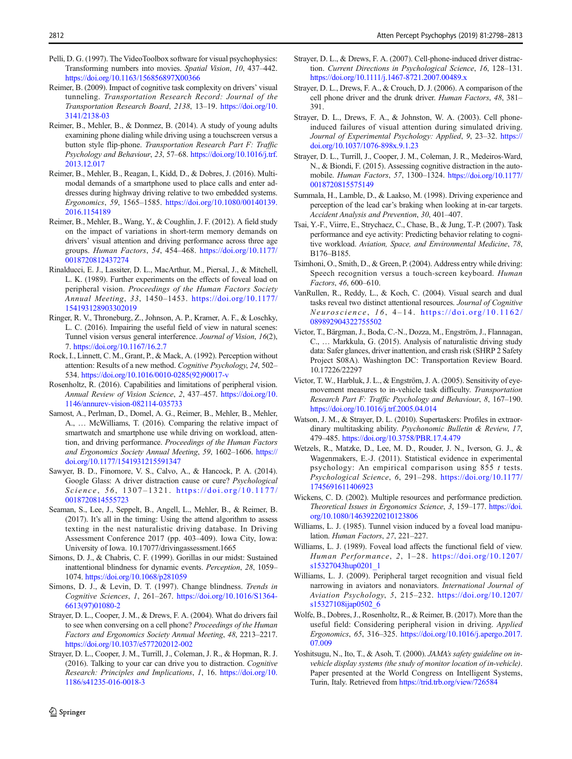Pelli, D. G. (1997). The VideoToolbox software for visual psychophysics: Transforming numbers into movies. *Spatial Vision*, *10*, 437–442. https://doi.org/10.1163/156856897X00366

Reimer, B. (2009). Impact of cognitive task complexity on drivers' visual tunneling. *Transportation Research Record: Journal of the Transportation Research Board*, *2138*, 13–19. https://doi.org/10.3141/2138-03

Reimer, B., Mehler, B., & Donmez, B. (2014). A study of young adults examining phone dialing while driving using a touchscreen versus a button style flip-phone. *Transportation Research Part F: Traffic Psychology and Behaviour*, *23*, 57–68. https://doi.org/10.1016/j.trf.2013.12.017

Reimer, B., Mehler, B., Reagan, I., Kidd, D., & Dobres, J. (2016). Multi-modal demands of a smartphone used to place calls and enter addresses during highway driving relative to two embedded systems. *Ergonomics*, *59*, 1565–1585. https://doi.org/10.1080/00140139.2016.1154189

Reimer, B., Mehler, B., Wang, Y., & Coughlin, J. F. (2012). A field study on the impact of variations in short-term memory demands on drivers' visual attention and driving performance across three age groups. *Human Factors*, *54*, 454–468. https://doi.org/10.1177/0018720812437274

Rinalducci, E. J., Lassiter, D. L., MacArthur, M., Piersal, J., & Mitchell, L. K. (1989). Further experiments on the effects of foveal load on peripheral vision. *Proceedings of the Human Factors Society Annual Meeting*, *33*, 1450–1453. https://doi.org/10.1177/154193128903302019

Ringer, R. V., Throneburg, Z., Johnson, A. P., Kramer, A. F., & Loschky, L. C. (2016). Impairing the useful field of view in natural scenes: Tunnel vision versus general interference. *Journal of Vision*, *16*(2), 7. https://doi.org/10.1167/16.2.7

Rock, I., Linnett, C. M., Grant, P., & Mack, A. (1992). Perception without attention: Results of a new method. *Cognitive Psychology*, *24*, 502–534. https://doi.org/10.1016/0010-0285(92)90017-v

Rosenholtz, R. (2016). Capabilities and limitations of peripheral vision. *Annual Review of Vision Science*, *2*, 437–457. https://doi.org/10.1146/annurev-vision-082114-035733

Samost, A., Perlman, D., Domel, A. G., Reimer, B., Mehler, B., Mehler, A., … McWilliams, T. (2016). Comparing the relative impact of smartwatch and smartphone use while driving on workload, attention, and driving performance. *Proceedings of the Human Factors and Ergonomics Society Annual Meeting*, *59*, 1602–1606. https://doi.org/10.1177/1541931215591347

Sawyer, B. D., Finomore, V. S., Calvo, A., & Hancock, P. A. (2014). Google Glass: A driver distraction cause or cure? *Psychological Science*, *56*, 1307–1321. https://doi.org/10.1177/0018720814555723

Seaman, S., Lee, J., Seppelt, B., Angell, L., Mehler, B., & Reimer, B. (2017). It's all in the timing: Using the attend algorithm to assess texting in the nest naturalistic driving database. In Driving Assessment Conference 2017 (pp. 403–409). Iowa City, Iowa: University of Iowa. 10.17077/drivingassessment.1665

Simons, D. J., & Chabris, C. F. (1999). Gorillas in our midst: Sustained inattentional blindness for dynamic events. *Perception*, *28*, 1059–1074. https://doi.org/10.1068/p281059

Simons, D. J., & Levin, D. T. (1997). Change blindness. *Trends in Cognitive Sciences*, *1*, 261–267. https://doi.org/10.1016/S1364-6613(97)01080-2

Strayer, D. L., Cooper, J. M., & Drews, F. A. (2004). What do drivers fail to see when conversing on a cell phone? *Proceedings of the Human Factors and Ergonomics Society Annual Meeting*, *48*, 2213–2217. https://doi.org/10.1037/e577202012-002

Strayer, D. L., Cooper, J. M., Turrill, J., Coleman, J. R., & Hopman, R. J. (2016). Talking to your car can drive you to distraction. *Cognitive Research: Principles and Implications*, *1*, 16. https://doi.org/10.1186/s41235-016-0018-3

Strayer, D. L., & Drews, F. A. (2007). Cell-phone-induced driver distraction. *Current Directions in Psychological Science*, *16*, 128–131. https://doi.org/10.1111/j.1467-8721.2007.00489.x

Strayer, D. L., Drews, F. A., & Crouch, D. J. (2006). A comparison of the cell phone driver and the drunk driver. *Human Factors*, *48*, 381–391.

Strayer, D. L., Drews, F. A., & Johnston, W. A. (2003). Cell phone-induced failures of visual attention during simulated driving. *Journal of Experimental Psychology: Applied*, *9*, 23–32. https://doi.org/10.1037/1076-898x.9.1.23

Strayer, D. L., Turrill, J., Cooper, J. M., Coleman, J. R., Medeiros-Ward, N., & Biondi, F. (2015). Assessing cognitive distraction in the automobile. *Human Factors*, *57*, 1300–1324. https://doi.org/10.1177/0018720815575149

Summala, H., Lamble, D., & Laakso, M. (1998). Driving experience and perception of the lead car's braking when looking at in-car targets. *Accident Analysis and Prevention*, *30*, 401–407.

Tsai, Y.-F., Viirre, E., Strychacz, C., Chase, B., & Jung, T.-P. (2007). Task performance and eye activity: Predicting behavior relating to cognitive workload. *Aviation, Space, and Environmental Medicine*, *78*, B176–B185.

Tsimhoni, O., Smith, D., & Green, P. (2004). Address entry while driving: Speech recognition versus a touch-screen keyboard. *Human Factors*, *46*, 600–610.

VanRullen, R., Reddy, L., & Koch, C. (2004). Visual search and dual tasks reveal two distinct attentional resources. *Journal of Cognitive Neuroscience*, *16*, 4–14. https://doi.org/10.1162/089892904322755502

Victor, T., Bärgman, J., Boda, C.-N., Dozza, M., Engström, J., Flannagan, C., … Markkula, G. (2015). Analysis of naturalistic driving study data: Safer glances, driver inattention, and crash risk (SHRP 2 Safety Project S08A). Washington DC: Transportation Review Board. 10.17226/22297

Victor, T. W., Harbluk, J. L., & Engström, J. A. (2005). Sensitivity of eye-movement measures to in-vehicle task difficulty. *Transportation Research Part F: Traffic Psychology and Behaviour*, *8*, 167–190. https://doi.org/10.1016/j.trf.2005.04.014

Watson, J. M., & Strayer, D. L. (2010). Supertaskers: Profiles in extraordinary multitasking ability. *Psychonomic Bulletin & Review*, *17*, 479–485. https://doi.org/10.3758/PBR.17.4.479

Wetzels, R., Matzke, D., Lee, M. D., Rouder, J. N., Iverson, G. J., & Wagenmakers, E.-J. (2011). Statistical evidence in experimental psychology: An empirical comparison using 855 *t* tests. *Psychological Science*, *6*, 291–298. https://doi.org/10.1177/1745691611406923

Wickens, C. D. (2002). Multiple resources and performance prediction. *Theoretical Issues in Ergonomics Science*, *3*, 159–177. https://doi.org/10.1080/14639220210123806

Williams, L. J. (1985). Tunnel vision induced by a foveal load manipulation. *Human Factors*, *27*, 221–227.

Williams, L. J. (1989). Foveal load affects the functional field of view. *Human Performance*, *2*, 1–28. https://doi.org/10.1207/s15327043hup0201_1

Williams, L. J. (2009). Peripheral target recognition and visual field narrowing in aviators and nonaviators. *International Journal of Aviation Psychology*, *5*, 215–232. https://doi.org/10.1207/s15327108ijap0502_6

Wolfe, B., Dobres, J., Rosenholtz, R., & Reimer, B. (2017). More than the useful field: Considering peripheral vision in driving. *Applied Ergonomics*, *65*, 316–325. https://doi.org/10.1016/j.apergo.2017.07.009

Yoshitsugu, N., Ito, T., & Asoh, T. (2000). *JAMA's safety guideline on in-vehicle display systems (the study of monitor location of in-vehicle)*. Paper presented at the World Congress on Intelligent Systems, Turin, Italy. Retrieved from https://trid.trb.org/view/726584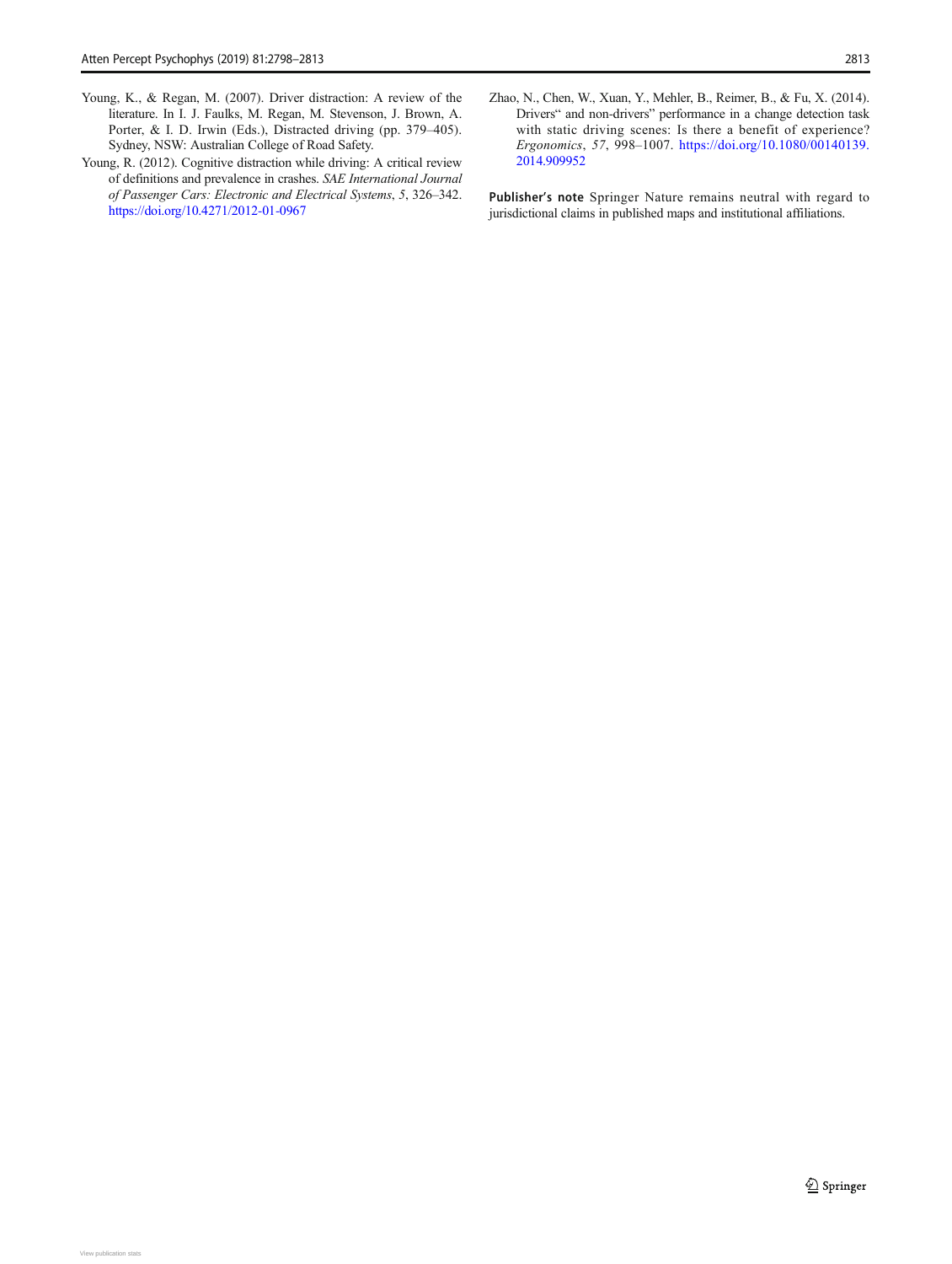Young, K., & Regan, M. (2007). Driver distraction: A review of the literature. In I. J. Faulks, M. Regan, M. Stevenson, J. Brown, A. Porter, & I. D. Irwin (Eds.), Distracted driving (pp. 379–405). Sydney, NSW: Australian College of Road Safety.

Young, R. (2012). Cognitive distraction while driving: A critical review of definitions and prevalence in crashes. *SAE International Journal of Passenger Cars: Electronic and Electrical Systems*, *5*, 326–342. https://doi.org/10.4271/2012-01-0967

Zhao, N., Chen, W., Xuan, Y., Mehler, B., Reimer, B., & Fu, X. (2014). Drivers" and non-drivers" performance in a change detection task with static driving scenes: Is there a benefit of experience? *Ergonomics*, *57*, 998–1007. https://doi.org/10.1080/00140139.2014.909952

**Publisher's note** Springer Nature remains neutral with regard to jurisdictional claims in published maps and institutional affiliations.